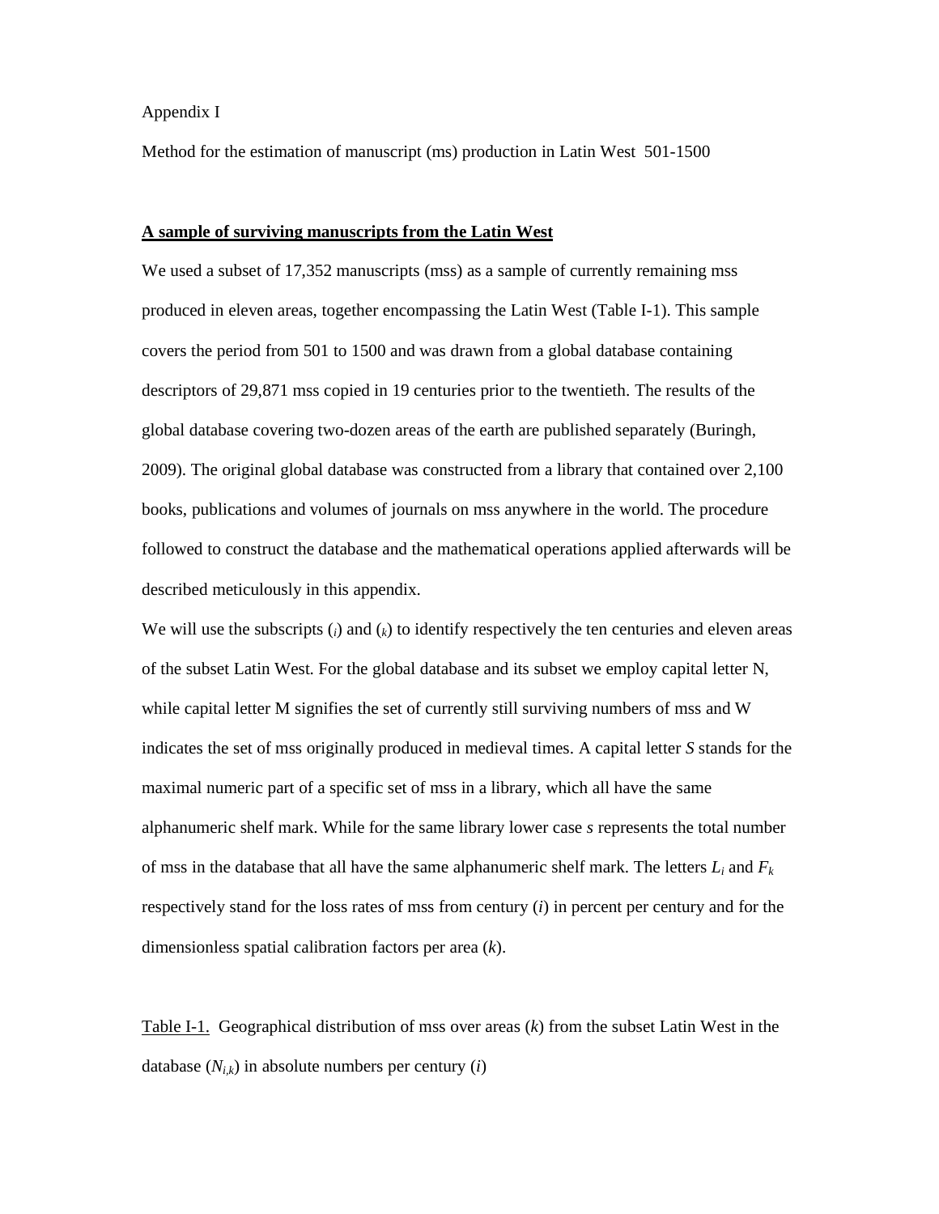Appendix I

Method for the estimation of manuscript (ms) production in Latin West 501-1500

**A sample of surviving manuscripts from the Latin West**

We used a subset of 17,352 manuscripts (mss) as a sample of currently remaining mss produced in eleven areas, together encompassing the Latin West (Table I-1). This sample covers the period from 501 to 1500 and was drawn from a global database containing descriptors of 29,871 mss copied in 19 centuries prior to the twentieth. The results of the global database covering two-dozen areas of the earth are published separately (Buringh, 2009). The original global database was constructed from a library that contained over 2,100 books, publications and volumes of journals on mss anywhere in the world. The procedure followed to construct the database and the mathematical operations applied afterwards will be described meticulously in this appendix.

We will use the subscripts ($_i$) and ($_k$) to identify respectively the ten centuries and eleven areas of the subset Latin West. For the global database and its subset we employ capital letter N, while capital letter M signifies the set of currently still surviving numbers of mss and W indicates the set of mss originally produced in medieval times. A capital letter $S$ stands for the maximal numeric part of a specific set of mss in a library, which all have the same alphanumeric shelf mark. While for the same library lower case $s$ represents the total number of mss in the database that all have the same alphanumeric shelf mark. The letters $L_i$ and $F_k$ respectively stand for the loss rates of mss from century ($i$) in percent per century and for the dimensionless spatial calibration factors per area ($k$).

Table I-1. Geographical distribution of mss over areas ($k$) from the subset Latin West in the database ($N_{i,k}$) in absolute numbers per century ($i$)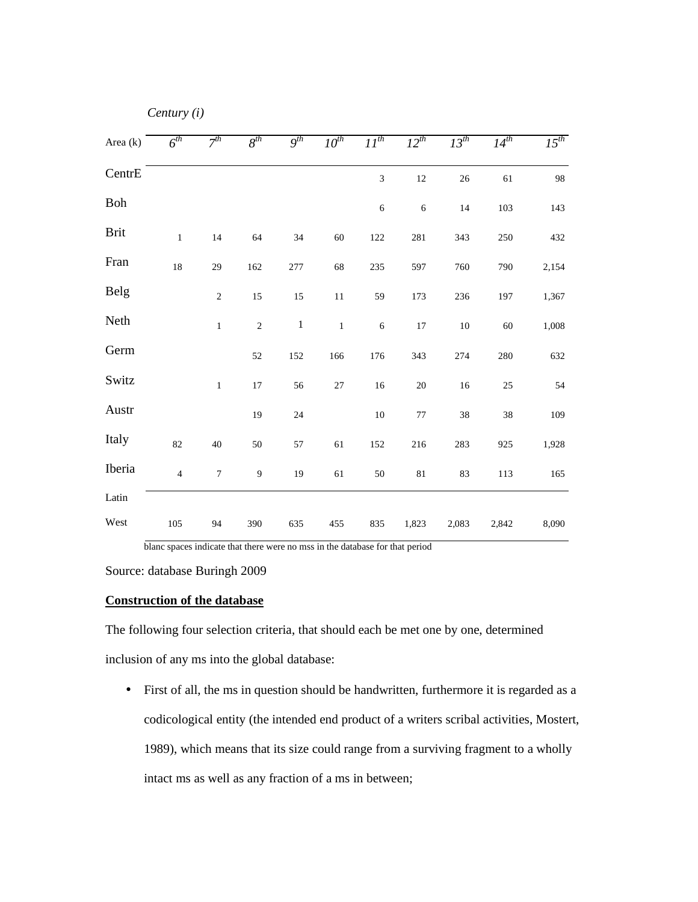| Area (k) | *Century (i)* | | | | | | | | | |
|---|---|---|---|---|---|---|---|---|---|---|
| | *6th* | *7th* | *8th* | *9th* | *10th* | *11th* | *12th* | *13th* | *14th* | *15th* |
| CentrE | | | | | | 3 | 12 | 26 | 61 | 98 |
| Boh | | | | | | 6 | 6 | 14 | 103 | 143 |
| Brit | 1 | 14 | 64 | 34 | 60 | 122 | 281 | 343 | 250 | 432 |
| Fran | 18 | 29 | 162 | 277 | 68 | 235 | 597 | 760 | 790 | 2,154 |
| Belg | | 2 | 15 | 15 | 11 | 59 | 173 | 236 | 197 | 1,367 |
| Neth | | 1 | 2 | 1 | 1 | 6 | 17 | 10 | 60 | 1,008 |
| Germ | | | 52 | 152 | 166 | 176 | 343 | 274 | 280 | 632 |
| Switz | | 1 | 17 | 56 | 27 | 16 | 20 | 16 | 25 | 54 |
| Austr | | | 19 | 24 | | 10 | 77 | 38 | 38 | 109 |
| Italy | 82 | 40 | 50 | 57 | 61 | 152 | 216 | 283 | 925 | 1,928 |
| Iberia | 4 | 7 | 9 | 19 | 61 | 50 | 81 | 83 | 113 | 165 |
| Latin West | 105 | 94 | 390 | 635 | 455 | 835 | 1,823 | 2,083 | 2,842 | 8,090 |

blanc spaces indicate that there were no mss in the database for that period

Source: database Buringh 2009

**Construction of the database**

The following four selection criteria, that should each be met one by one, determined inclusion of any ms into the global database:

- First of all, the ms in question should be handwritten, furthermore it is regarded as a codicological entity (the intended end product of a writers scribal activities, Mostert, 1989), which means that its size could range from a surviving fragment to a wholly intact ms as well as any fraction of a ms in between;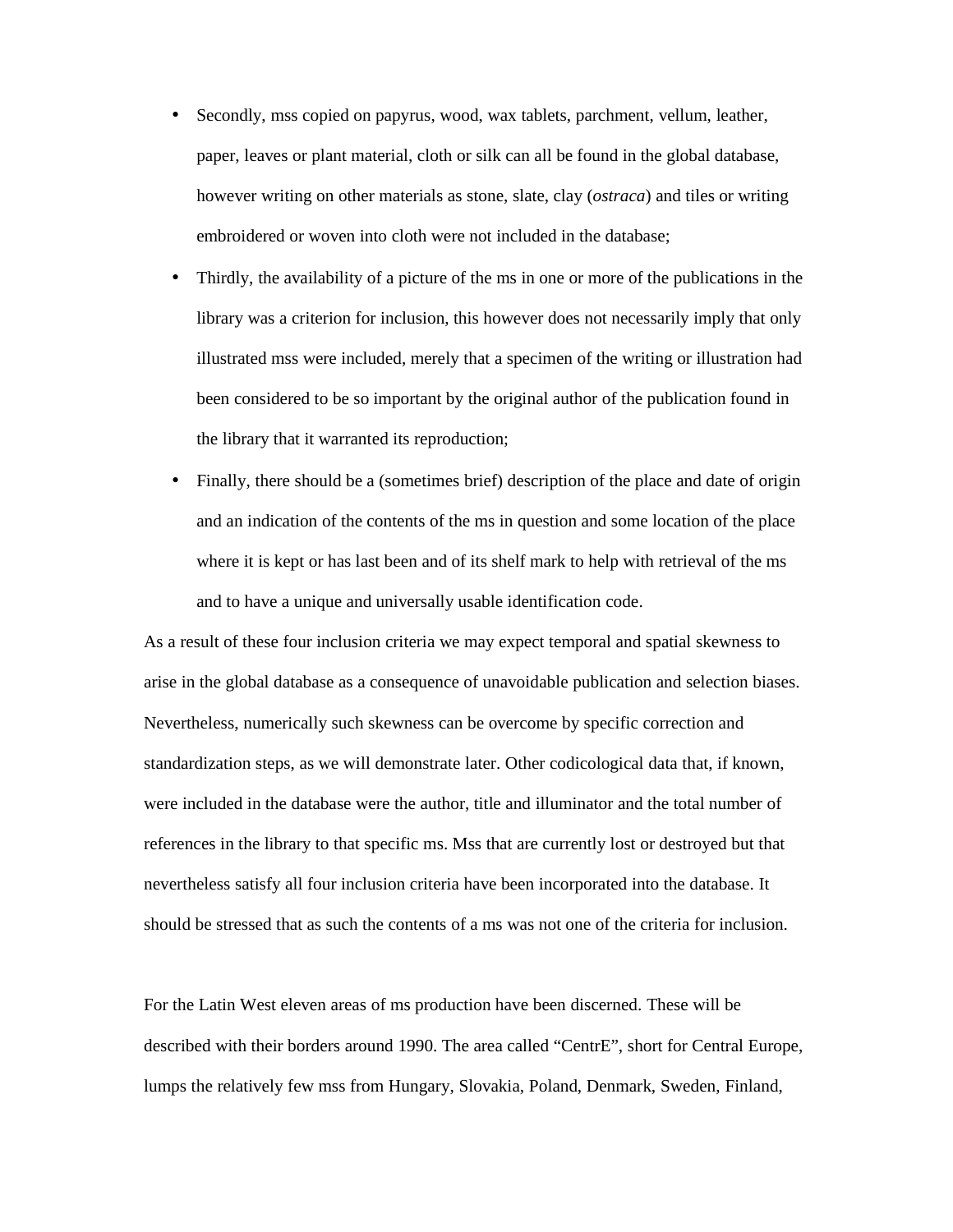- Secondly, mss copied on papyrus, wood, wax tablets, parchment, vellum, leather, paper, leaves or plant material, cloth or silk can all be found in the global database, however writing on other materials as stone, slate, clay (*ostraca*) and tiles or writing embroidered or woven into cloth were not included in the database;
- Thirdly, the availability of a picture of the ms in one or more of the publications in the library was a criterion for inclusion, this however does not necessarily imply that only illustrated mss were included, merely that a specimen of the writing or illustration had been considered to be so important by the original author of the publication found in the library that it warranted its reproduction;
- Finally, there should be a (sometimes brief) description of the place and date of origin and an indication of the contents of the ms in question and some location of the place where it is kept or has last been and of its shelf mark to help with retrieval of the ms and to have a unique and universally usable identification code.

As a result of these four inclusion criteria we may expect temporal and spatial skewness to arise in the global database as a consequence of unavoidable publication and selection biases. Nevertheless, numerically such skewness can be overcome by specific correction and standardization steps, as we will demonstrate later. Other codicological data that, if known, were included in the database were the author, title and illuminator and the total number of references in the library to that specific ms. Mss that are currently lost or destroyed but that nevertheless satisfy all four inclusion criteria have been incorporated into the database. It should be stressed that as such the contents of a ms was not one of the criteria for inclusion.

For the Latin West eleven areas of ms production have been discerned. These will be described with their borders around 1990. The area called "CentrE", short for Central Europe, lumps the relatively few mss from Hungary, Slovakia, Poland, Denmark, Sweden, Finland,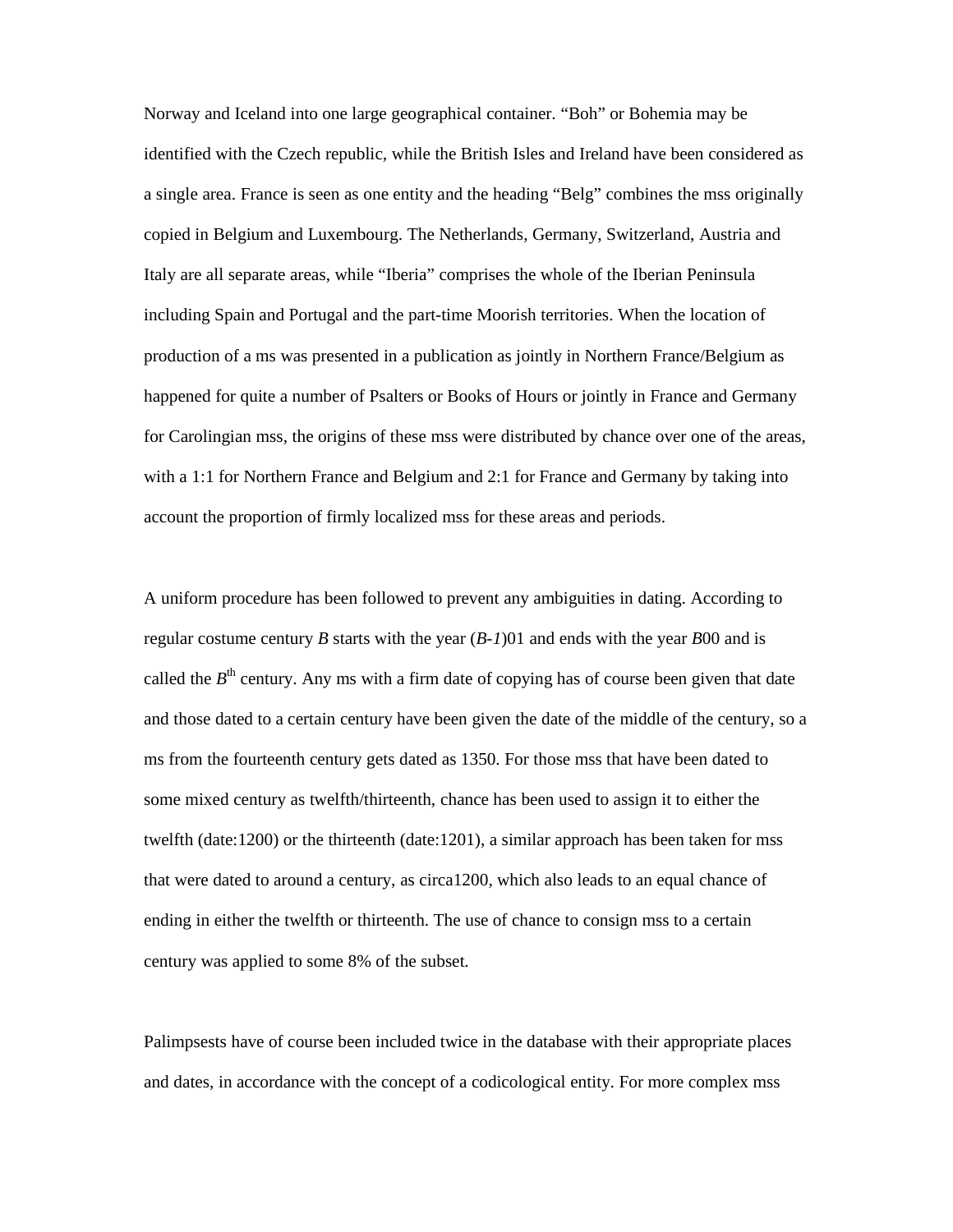Norway and Iceland into one large geographical container. “Boh” or Bohemia may be identified with the Czech republic, while the British Isles and Ireland have been considered as a single area. France is seen as one entity and the heading “Belg” combines the mss originally copied in Belgium and Luxembourg. The Netherlands, Germany, Switzerland, Austria and Italy are all separate areas, while “Iberia” comprises the whole of the Iberian Peninsula including Spain and Portugal and the part-time Moorish territories. When the location of production of a ms was presented in a publication as jointly in Northern France/Belgium as happened for quite a number of Psalters or Books of Hours or jointly in France and Germany for Carolingian mss, the origins of these mss were distributed by chance over one of the areas, with a 1:1 for Northern France and Belgium and 2:1 for France and Germany by taking into account the proportion of firmly localized mss for these areas and periods.

A uniform procedure has been followed to prevent any ambiguities in dating. According to regular costume century $B$ starts with the year ($B$-$1$)01 and ends with the year $B$00 and is called the $B^{th}$ century. Any ms with a firm date of copying has of course been given that date and those dated to a certain century have been given the date of the middle of the century, so a ms from the fourteenth century gets dated as 1350. For those mss that have been dated to some mixed century as twelfth/thirteenth, chance has been used to assign it to either the twelfth (date:1200) or the thirteenth (date:1201), a similar approach has been taken for mss that were dated to around a century, as circa1200, which also leads to an equal chance of ending in either the twelfth or thirteenth. The use of chance to consign mss to a certain century was applied to some 8% of the subset.

Palimpsests have of course been included twice in the database with their appropriate places and dates, in accordance with the concept of a codicological entity. For more complex mss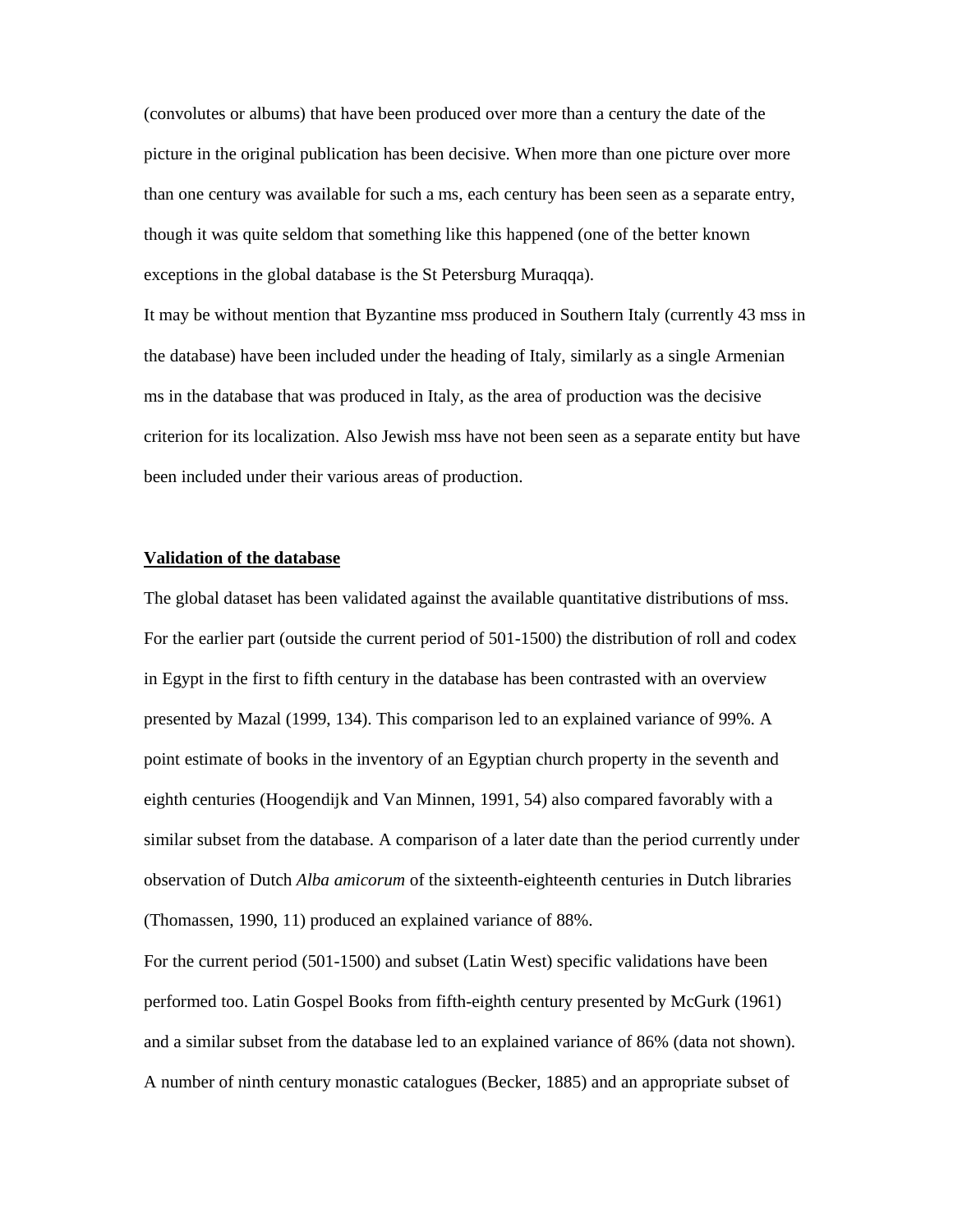(convolutes or albums) that have been produced over more than a century the date of the picture in the original publication has been decisive. When more than one picture over more than one century was available for such a ms, each century has been seen as a separate entry, though it was quite seldom that something like this happened (one of the better known exceptions in the global database is the St Petersburg Muraqqa).

It may be without mention that Byzantine mss produced in Southern Italy (currently 43 mss in the database) have been included under the heading of Italy, similarly as a single Armenian ms in the database that was produced in Italy, as the area of production was the decisive criterion for its localization. Also Jewish mss have not been seen as a separate entity but have been included under their various areas of production.

## **Validation of the database**

The global dataset has been validated against the available quantitative distributions of mss. For the earlier part (outside the current period of 501-1500) the distribution of roll and codex in Egypt in the first to fifth century in the database has been contrasted with an overview presented by Mazal (1999, 134). This comparison led to an explained variance of 99%. A point estimate of books in the inventory of an Egyptian church property in the seventh and eighth centuries (Hoogendijk and Van Minnen, 1991, 54) also compared favorably with a similar subset from the database. A comparison of a later date than the period currently under observation of Dutch *Alba amicorum* of the sixteenth-eighteenth centuries in Dutch libraries (Thomassen, 1990, 11) produced an explained variance of 88%.

For the current period (501-1500) and subset (Latin West) specific validations have been performed too. Latin Gospel Books from fifth-eighth century presented by McGurk (1961) and a similar subset from the database led to an explained variance of 86% (data not shown). A number of ninth century monastic catalogues (Becker, 1885) and an appropriate subset of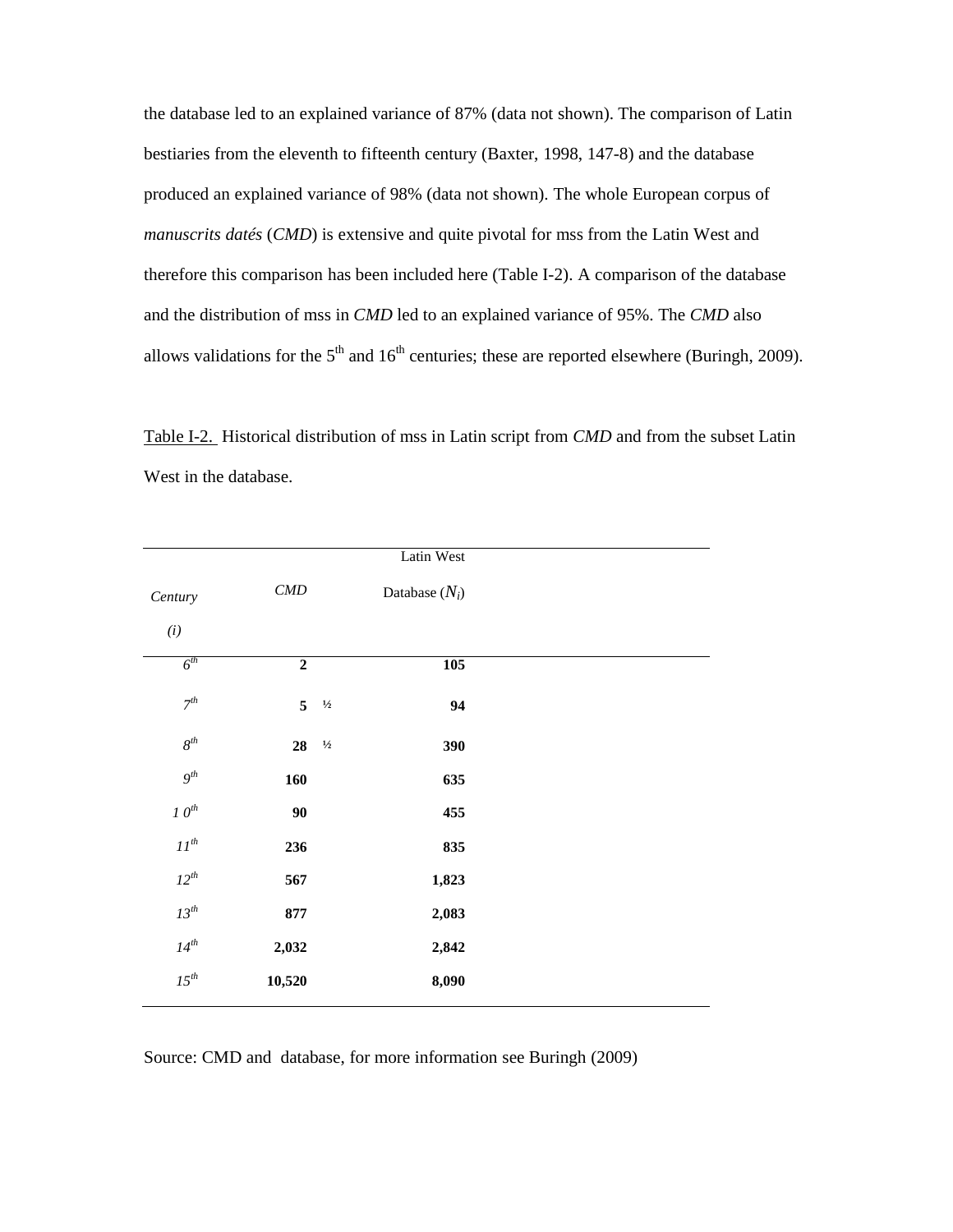the database led to an explained variance of 87% (data not shown). The comparison of Latin bestiaries from the eleventh to fifteenth century (Baxter, 1998, 147-8) and the database produced an explained variance of 98% (data not shown). The whole European corpus of *manuscrits datés* (*CMD*) is extensive and quite pivotal for mss from the Latin West and therefore this comparison has been included here (Table I-2). A comparison of the database and the distribution of mss in *CMD* led to an explained variance of 95%. The *CMD* also allows validations for the 5th and 16th centuries; these are reported elsewhere (Buringh, 2009).

Table I-2. Historical distribution of mss in Latin script from *CMD* and from the subset Latin West in the database.

| *Century* ($i$) | *CMD* | Latin West Database ($N_i$) |
|---|---|---|
| *6th* | **2** | **105** |
| *7th* | **5 ½** | **94** |
| *8th* | **28 ½** | **390** |
| *9th* | **160** | **635** |
| *10th* | **90** | **455** |
| *11th* | **236** | **835** |
| *12th* | **567** | **1,823** |
| *13th* | **877** | **2,083** |
| *14th* | **2,032** | **2,842** |
| *15th* | **10,520** | **8,090** |

Source: CMD and database, for more information see Buringh (2009)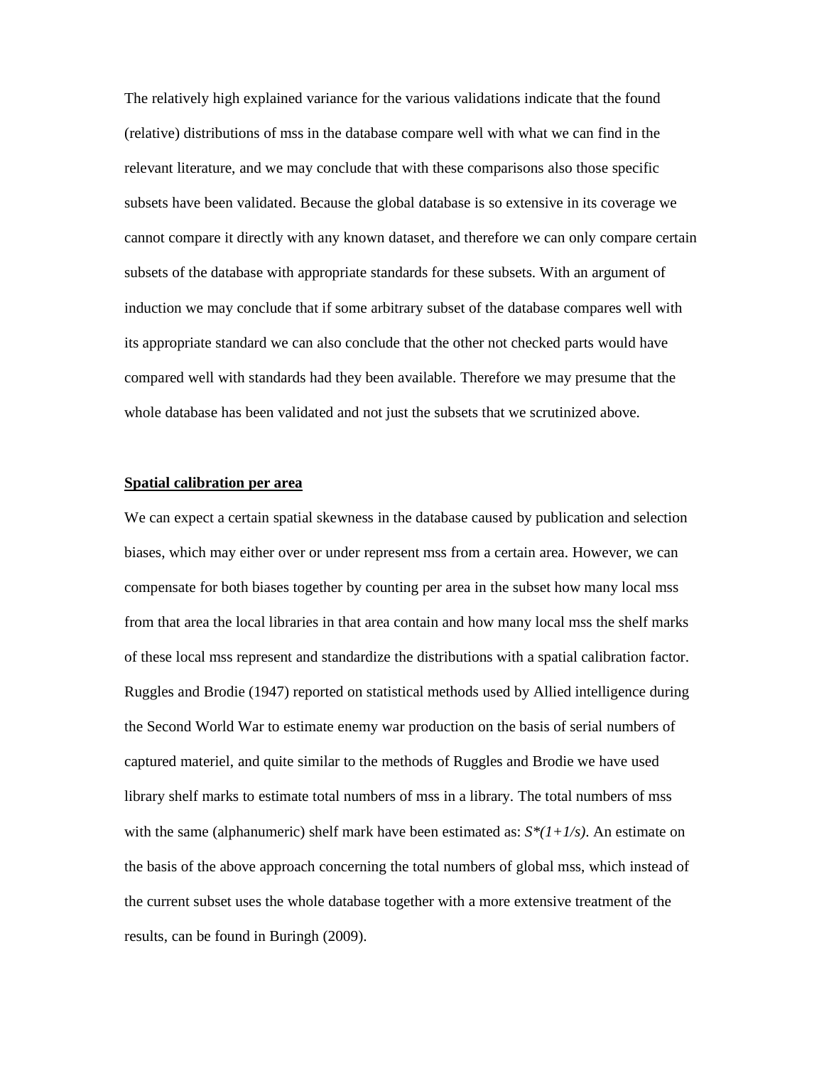The relatively high explained variance for the various validations indicate that the found (relative) distributions of mss in the database compare well with what we can find in the relevant literature, and we may conclude that with these comparisons also those specific subsets have been validated. Because the global database is so extensive in its coverage we cannot compare it directly with any known dataset, and therefore we can only compare certain subsets of the database with appropriate standards for these subsets. With an argument of induction we may conclude that if some arbitrary subset of the database compares well with its appropriate standard we can also conclude that the other not checked parts would have compared well with standards had they been available. Therefore we may presume that the whole database has been validated and not just the subsets that we scrutinized above.

## Spatial calibration per area

We can expect a certain spatial skewness in the database caused by publication and selection biases, which may either over or under represent mss from a certain area. However, we can compensate for both biases together by counting per area in the subset how many local mss from that area the local libraries in that area contain and how many local mss the shelf marks of these local mss represent and standardize the distributions with a spatial calibration factor. Ruggles and Brodie (1947) reported on statistical methods used by Allied intelligence during the Second World War to estimate enemy war production on the basis of serial numbers of captured materiel, and quite similar to the methods of Ruggles and Brodie we have used library shelf marks to estimate total numbers of mss in a library. The total numbers of mss with the same (alphanumeric) shelf mark have been estimated as: $S*(1+1/s)$. An estimate on the basis of the above approach concerning the total numbers of global mss, which instead of the current subset uses the whole database together with a more extensive treatment of the results, can be found in Buringh (2009).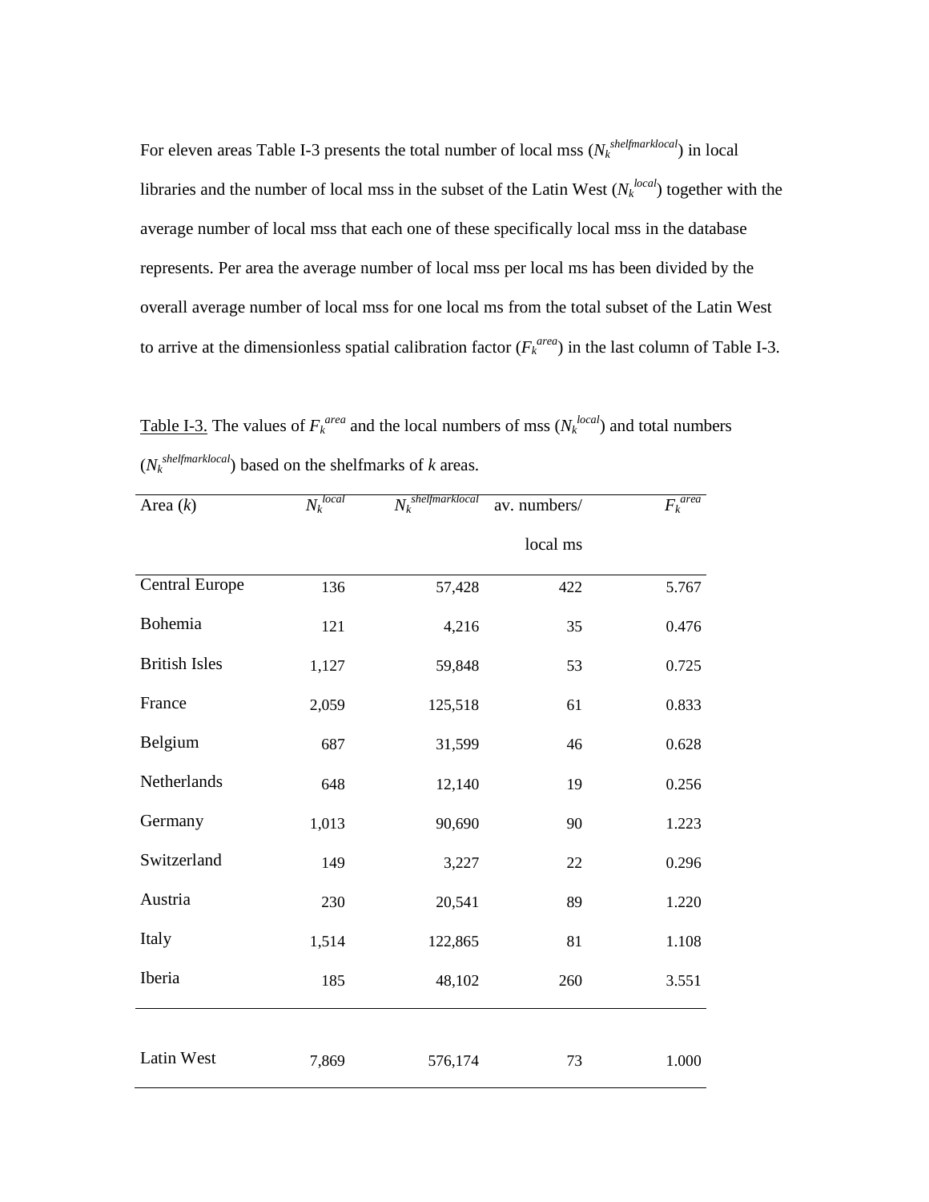For eleven areas Table I-3 presents the total number of local mss ($N_k^{shelfmarklocal}$) in local libraries and the number of local mss in the subset of the Latin West ($N_k^{local}$) together with the average number of local mss that each one of these specifically local mss in the database represents. Per area the average number of local mss per local ms has been divided by the overall average number of local mss for one local ms from the total subset of the Latin West to arrive at the dimensionless spatial calibration factor ($F_k^{area}$) in the last column of Table I-3.

Table I-3. The values of $F_k^{area}$ and the local numbers of mss ($N_k^{local}$) and total numbers ($N_k^{shelfmarklocal}$) based on the shelfmarks of *k* areas.

| Area (*k*) | $N_k^{local}$ | $N_k^{shelfmarklocal}$ | av. numbers/ local ms | $F_k^{area}$ |
|---|---:|---:|---:|---:|
| Central Europe | 136 | 57,428 | 422 | 5.767 |
| Bohemia | 121 | 4,216 | 35 | 0.476 |
| British Isles | 1,127 | 59,848 | 53 | 0.725 |
| France | 2,059 | 125,518 | 61 | 0.833 |
| Belgium | 687 | 31,599 | 46 | 0.628 |
| Netherlands | 648 | 12,140 | 19 | 0.256 |
| Germany | 1,013 | 90,690 | 90 | 1.223 |
| Switzerland | 149 | 3,227 | 22 | 0.296 |
| Austria | 230 | 20,541 | 89 | 1.220 |
| Italy | 1,514 | 122,865 | 81 | 1.108 |
| Iberia | 185 | 48,102 | 260 | 3.551 |
| Latin West | 7,869 | 576,174 | 73 | 1.000 |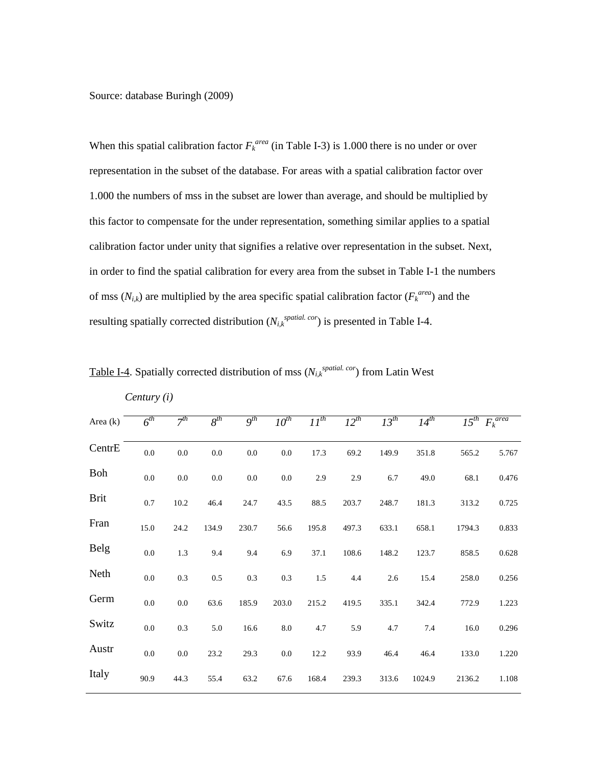Source: database Buringh (2009)

When this spatial calibration factor $F_k^{area}$ (in Table I-3) is 1.000 there is no under or over representation in the subset of the database. For areas with a spatial calibration factor over 1.000 the numbers of mss in the subset are lower than average, and should be multiplied by this factor to compensate for the under representation, something similar applies to a spatial calibration factor under unity that signifies a relative over representation in the subset. Next, in order to find the spatial calibration for every area from the subset in Table I-1 the numbers of mss ($N_{i,k}$) are multiplied by the area specific spatial calibration factor ($F_k^{area}$) and the resulting spatially corrected distribution ($N_{i,k}^{spatial.\ cor}$) is presented in Table I-4.

Table I-4. Spatially corrected distribution of mss ($N_{i,k}^{spatial.\ cor}$) from Latin West

| | *Century (i)* | | | | | | | | | | |
|---|---|---|---|---|---|---|---|---|---|---|---|
| Area (k) | $6^{th}$ | $7^{th}$ | $8^{th}$ | $9^{th}$ | $10^{th}$ | $11^{th}$ | $12^{th}$ | $13^{th}$ | $14^{th}$ | $15^{th}$ | $F_k^{area}$ |
| CentrE | 0.0 | 0.0 | 0.0 | 0.0 | 0.0 | 17.3 | 69.2 | 149.9 | 351.8 | 565.2 | 5.767 |
| Boh | 0.0 | 0.0 | 0.0 | 0.0 | 0.0 | 2.9 | 2.9 | 6.7 | 49.0 | 68.1 | 0.476 |
| Brit | 0.7 | 10.2 | 46.4 | 24.7 | 43.5 | 88.5 | 203.7 | 248.7 | 181.3 | 313.2 | 0.725 |
| Fran | 15.0 | 24.2 | 134.9 | 230.7 | 56.6 | 195.8 | 497.3 | 633.1 | 658.1 | 1794.3 | 0.833 |
| Belg | 0.0 | 1.3 | 9.4 | 9.4 | 6.9 | 37.1 | 108.6 | 148.2 | 123.7 | 858.5 | 0.628 |
| Neth | 0.0 | 0.3 | 0.5 | 0.3 | 0.3 | 1.5 | 4.4 | 2.6 | 15.4 | 258.0 | 0.256 |
| Germ | 0.0 | 0.0 | 63.6 | 185.9 | 203.0 | 215.2 | 419.5 | 335.1 | 342.4 | 772.9 | 1.223 |
| Switz | 0.0 | 0.3 | 5.0 | 16.6 | 8.0 | 4.7 | 5.9 | 4.7 | 7.4 | 16.0 | 0.296 |
| Austr | 0.0 | 0.0 | 23.2 | 29.3 | 0.0 | 12.2 | 93.9 | 46.4 | 46.4 | 133.0 | 1.220 |
| Italy | 90.9 | 44.3 | 55.4 | 63.2 | 67.6 | 168.4 | 239.3 | 313.6 | 1024.9 | 2136.2 | 1.108 |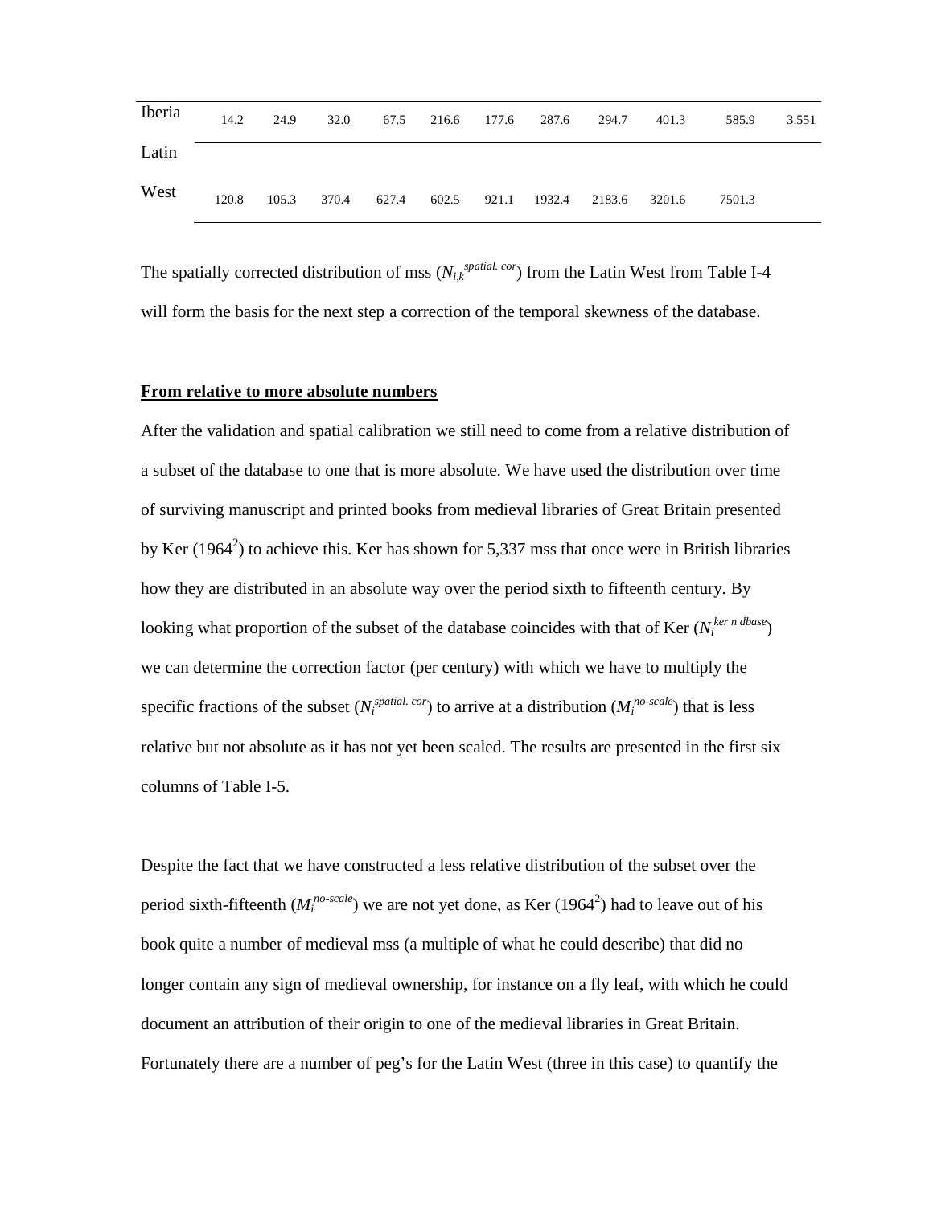| | | | | | | | | | | | |
|---|---|---|---|---|---|---|---|---|---|---|---|
| Iberia | 14.2 | 24.9 | 32.0 | 67.5 | 216.6 | 177.6 | 287.6 | 294.7 | 401.3 | 585.9 | 3.551 |
| Latin West | 120.8 | 105.3 | 370.4 | 627.4 | 602.5 | 921.1 | 1932.4 | 2183.6 | 3201.6 | 7501.3 | |

The spatially corrected distribution of mss ($N_{i,k}^{spatial.\ cor}$) from the Latin West from Table I-4 will form the basis for the next step a correction of the temporal skewness of the database.

**From relative to more absolute numbers**

After the validation and spatial calibration we still need to come from a relative distribution of a subset of the database to one that is more absolute. We have used the distribution over time of surviving manuscript and printed books from medieval libraries of Great Britain presented by Ker (1964[2]) to achieve this. Ker has shown for 5,337 mss that once were in British libraries how they are distributed in an absolute way over the period sixth to fifteenth century. By looking what proportion of the subset of the database coincides with that of Ker ($N_i^{ker\ n\ dbase}$) we can determine the correction factor (per century) with which we have to multiply the specific fractions of the subset ($N_i^{spatial.\ cor}$) to arrive at a distribution ($M_i^{no\text{-}scale}$) that is less relative but not absolute as it has not yet been scaled. The results are presented in the first six columns of Table I-5.

Despite the fact that we have constructed a less relative distribution of the subset over the period sixth-fifteenth ($M_i^{no\text{-}scale}$) we are not yet done, as Ker (1964[2]) had to leave out of his book quite a number of medieval mss (a multiple of what he could describe) that did no longer contain any sign of medieval ownership, for instance on a fly leaf, with which he could document an attribution of their origin to one of the medieval libraries in Great Britain. Fortunately there are a number of peg's for the Latin West (three in this case) to quantify the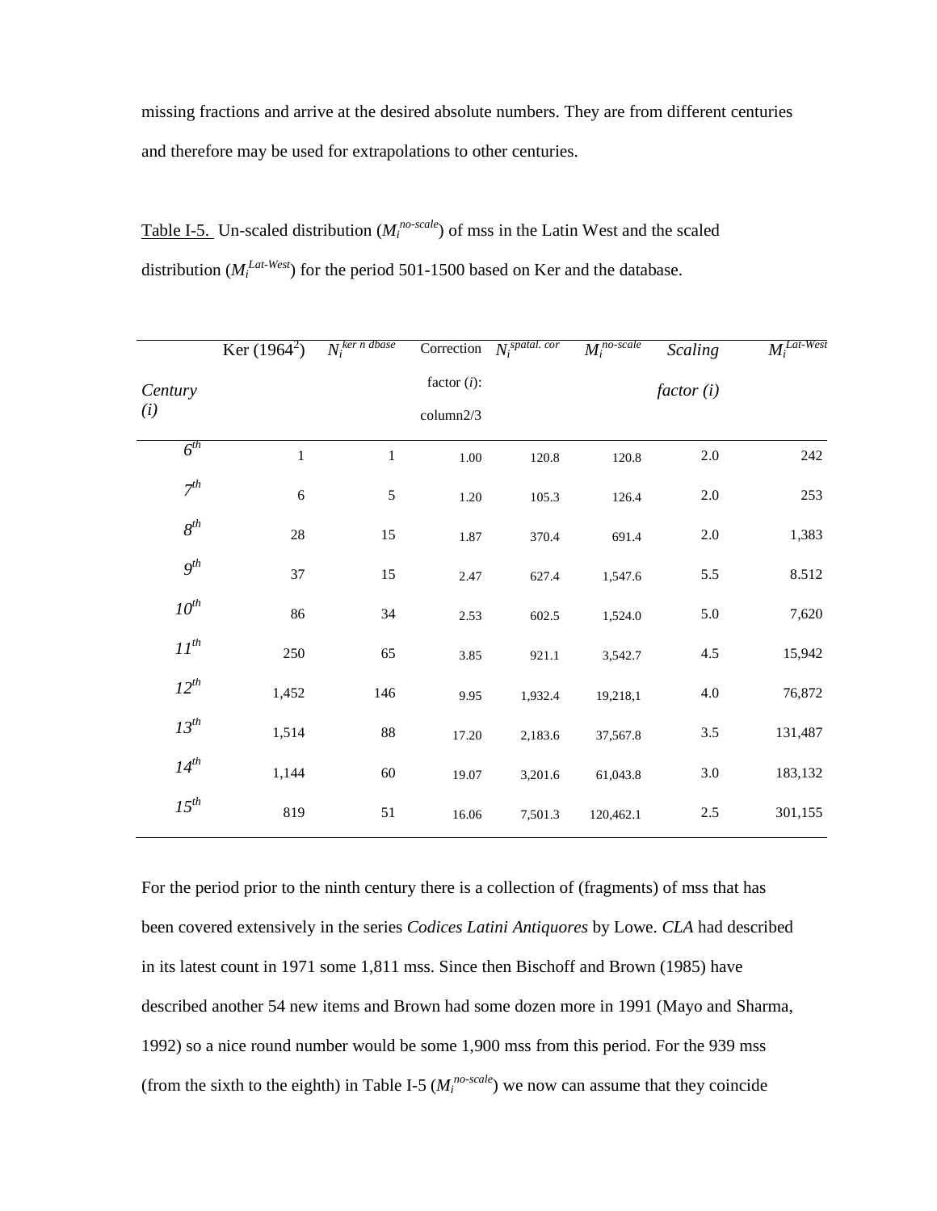missing fractions and arrive at the desired absolute numbers. They are from different centuries and therefore may be used for extrapolations to other centuries.

Table I-5. Un-scaled distribution ($M_i^{no\text{-}scale}$) of mss in the Latin West and the scaled distribution ($M_i^{Lat\text{-}West}$) for the period 501-1500 based on Ker and the database.

| *Century (i)* | Ker (1964[2]) | $N_i^{ker\ n\ dbase}$ | Correction factor (*i*): column2/3 | $N_i^{spatal.\ cor}$ | $M_i^{no\text{-}scale}$ | *Scaling factor (i)* | $M_i^{Lat\text{-}West}$ |
|---|---|---|---|---|---|---|---|
| *6th* | 1 | 1 | 1.00 | 120.8 | 120.8 | 2.0 | 242 |
| *7th* | 6 | 5 | 1.20 | 105.3 | 126.4 | 2.0 | 253 |
| *8th* | 28 | 15 | 1.87 | 370.4 | 691.4 | 2.0 | 1,383 |
| *9th* | 37 | 15 | 2.47 | 627.4 | 1,547.6 | 5.5 | 8.512 |
| *10th* | 86 | 34 | 2.53 | 602.5 | 1,524.0 | 5.0 | 7,620 |
| *11th* | 250 | 65 | 3.85 | 921.1 | 3,542.7 | 4.5 | 15,942 |
| *12th* | 1,452 | 146 | 9.95 | 1,932.4 | 19,218,1 | 4.0 | 76,872 |
| *13th* | 1,514 | 88 | 17.20 | 2,183.6 | 37,567.8 | 3.5 | 131,487 |
| *14th* | 1,144 | 60 | 19.07 | 3,201.6 | 61,043.8 | 3.0 | 183,132 |
| *15th* | 819 | 51 | 16.06 | 7,501.3 | 120,462.1 | 2.5 | 301,155 |

For the period prior to the ninth century there is a collection of (fragments) of mss that has been covered extensively in the series *Codices Latini Antiquores* by Lowe. *CLA* had described in its latest count in 1971 some 1,811 mss. Since then Bischoff and Brown (1985) have described another 54 new items and Brown had some dozen more in 1991 (Mayo and Sharma, 1992) so a nice round number would be some 1,900 mss from this period. For the 939 mss (from the sixth to the eighth) in Table I-5 ($M_i^{no\text{-}scale}$) we now can assume that they coincide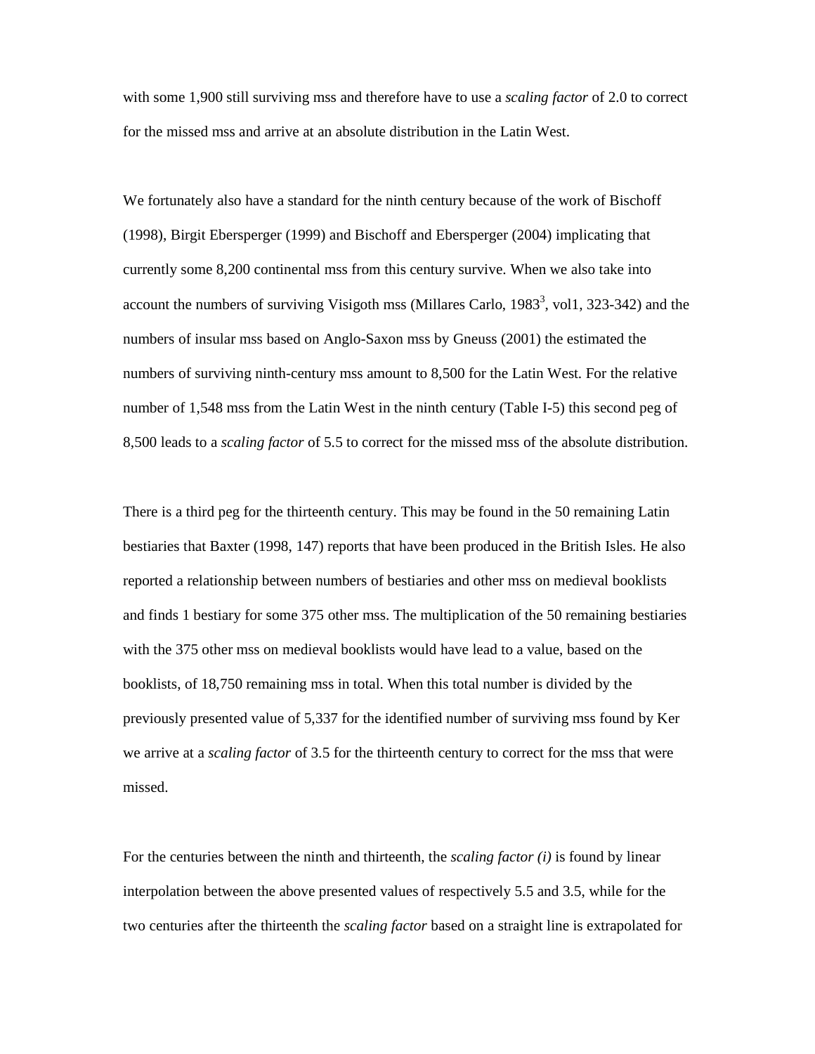with some 1,900 still surviving mss and therefore have to use a *scaling factor* of 2.0 to correct for the missed mss and arrive at an absolute distribution in the Latin West.

We fortunately also have a standard for the ninth century because of the work of Bischoff (1998), Birgit Ebersperger (1999) and Bischoff and Ebersperger (2004) implicating that currently some 8,200 continental mss from this century survive. When we also take into account the numbers of surviving Visigoth mss (Millares Carlo, 1983[3], vol1, 323-342) and the numbers of insular mss based on Anglo-Saxon mss by Gneuss (2001) the estimated the numbers of surviving ninth-century mss amount to 8,500 for the Latin West. For the relative number of 1,548 mss from the Latin West in the ninth century (Table I-5) this second peg of 8,500 leads to a *scaling factor* of 5.5 to correct for the missed mss of the absolute distribution.

There is a third peg for the thirteenth century. This may be found in the 50 remaining Latin bestiaries that Baxter (1998, 147) reports that have been produced in the British Isles. He also reported a relationship between numbers of bestiaries and other mss on medieval booklists and finds 1 bestiary for some 375 other mss. The multiplication of the 50 remaining bestiaries with the 375 other mss on medieval booklists would have lead to a value, based on the booklists, of 18,750 remaining mss in total. When this total number is divided by the previously presented value of 5,337 for the identified number of surviving mss found by Ker we arrive at a *scaling factor* of 3.5 for the thirteenth century to correct for the mss that were missed.

For the centuries between the ninth and thirteenth, the *scaling factor (i)* is found by linear interpolation between the above presented values of respectively 5.5 and 3.5, while for the two centuries after the thirteenth the *scaling factor* based on a straight line is extrapolated for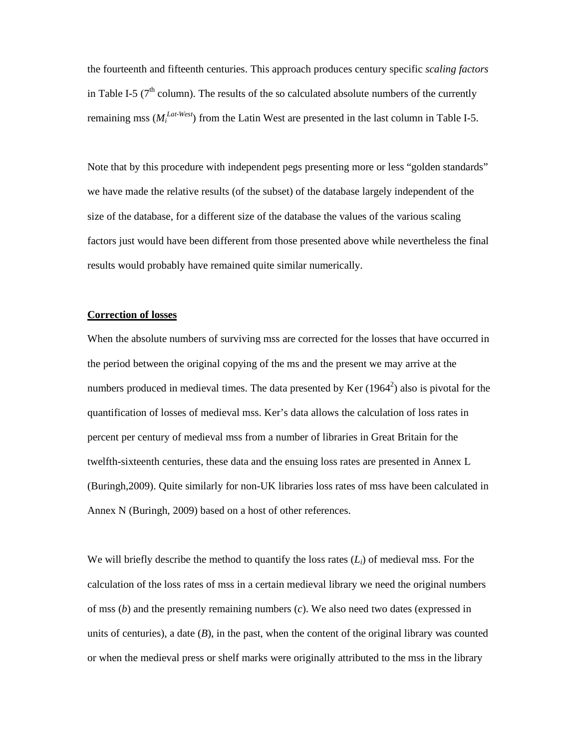the fourteenth and fifteenth centuries. This approach produces century specific *scaling factors* in Table I-5 ($7^{th}$ column). The results of the so calculated absolute numbers of the currently remaining mss ($M_i^{Lat\text{-}West}$) from the Latin West are presented in the last column in Table I-5.

Note that by this procedure with independent pegs presenting more or less "golden standards" we have made the relative results (of the subset) of the database largely independent of the size of the database, for a different size of the database the values of the various scaling factors just would have been different from those presented above while nevertheless the final results would probably have remained quite similar numerically.

**Correction of losses**

When the absolute numbers of surviving mss are corrected for the losses that have occurred in the period between the original copying of the ms and the present we may arrive at the numbers produced in medieval times. The data presented by Ker ($1964^2$) also is pivotal for the quantification of losses of medieval mss. Ker's data allows the calculation of loss rates in percent per century of medieval mss from a number of libraries in Great Britain for the twelfth-sixteenth centuries, these data and the ensuing loss rates are presented in Annex L (Buringh,2009). Quite similarly for non-UK libraries loss rates of mss have been calculated in Annex N (Buringh, 2009) based on a host of other references.

We will briefly describe the method to quantify the loss rates ($L_i$) of medieval mss. For the calculation of the loss rates of mss in a certain medieval library we need the original numbers of mss ($b$) and the presently remaining numbers ($c$). We also need two dates (expressed in units of centuries), a date ($B$), in the past, when the content of the original library was counted or when the medieval press or shelf marks were originally attributed to the mss in the library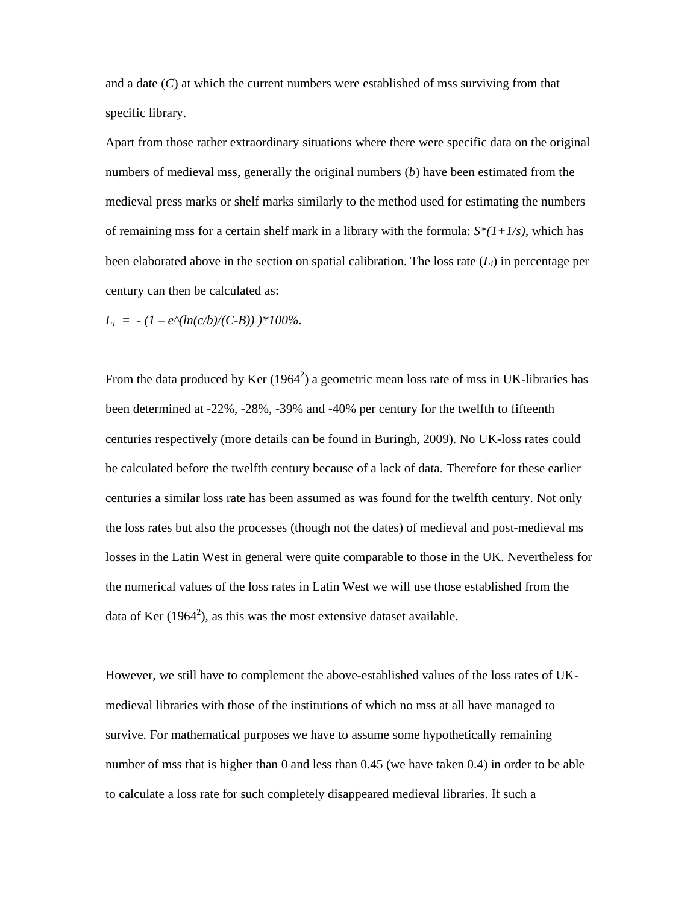and a date ($C$) at which the current numbers were established of mss surviving from that specific library.

Apart from those rather extraordinary situations where there were specific data on the original numbers of medieval mss, generally the original numbers ($b$) have been estimated from the medieval press marks or shelf marks similarly to the method used for estimating the numbers of remaining mss for a certain shelf mark in a library with the formula: $S*(1+1/s)$, which has been elaborated above in the section on spatial calibration. The loss rate ($L_i$) in percentage per century can then be calculated as:

$L_i = -(1 - e^{(\ln(c/b)/(C-B))})*100\%$.

From the data produced by Ker (1964[2]) a geometric mean loss rate of mss in UK-libraries has been determined at -22%, -28%, -39% and -40% per century for the twelfth to fifteenth centuries respectively (more details can be found in Buringh, 2009). No UK-loss rates could be calculated before the twelfth century because of a lack of data. Therefore for these earlier centuries a similar loss rate has been assumed as was found for the twelfth century. Not only the loss rates but also the processes (though not the dates) of medieval and post-medieval ms losses in the Latin West in general were quite comparable to those in the UK. Nevertheless for the numerical values of the loss rates in Latin West we will use those established from the data of Ker (1964[2]), as this was the most extensive dataset available.

However, we still have to complement the above-established values of the loss rates of UK-medieval libraries with those of the institutions of which no mss at all have managed to survive. For mathematical purposes we have to assume some hypothetically remaining number of mss that is higher than 0 and less than 0.45 (we have taken 0.4) in order to be able to calculate a loss rate for such completely disappeared medieval libraries. If such a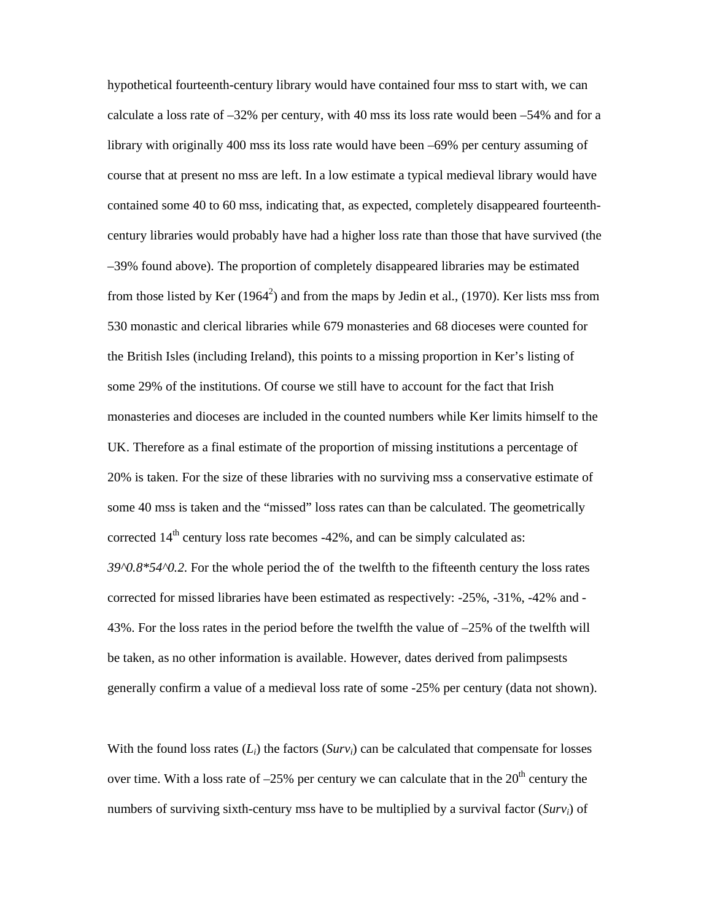hypothetical fourteenth-century library would have contained four mss to start with, we can calculate a loss rate of –32% per century, with 40 mss its loss rate would been –54% and for a library with originally 400 mss its loss rate would have been –69% per century assuming of course that at present no mss are left. In a low estimate a typical medieval library would have contained some 40 to 60 mss, indicating that, as expected, completely disappeared fourteenth-century libraries would probably have had a higher loss rate than those that have survived (the –39% found above). The proportion of completely disappeared libraries may be estimated from those listed by Ker (1964[2]) and from the maps by Jedin et al., (1970). Ker lists mss from 530 monastic and clerical libraries while 679 monasteries and 68 dioceses were counted for the British Isles (including Ireland), this points to a missing proportion in Ker's listing of some 29% of the institutions. Of course we still have to account for the fact that Irish monasteries and dioceses are included in the counted numbers while Ker limits himself to the UK. Therefore as a final estimate of the proportion of missing institutions a percentage of 20% is taken. For the size of these libraries with no surviving mss a conservative estimate of some 40 mss is taken and the "missed" loss rates can than be calculated. The geometrically corrected 14th century loss rate becomes -42%, and can be simply calculated as: *39^0.8*54^0.2.* For the whole period the of the twelfth to the fifteenth century the loss rates corrected for missed libraries have been estimated as respectively: -25%, -31%, -42% and -43%. For the loss rates in the period before the twelfth the value of –25% of the twelfth will be taken, as no other information is available. However, dates derived from palimpsests generally confirm a value of a medieval loss rate of some -25% per century (data not shown).

With the found loss rates ($L_i$) the factors ($Surv_i$) can be calculated that compensate for losses over time. With a loss rate of –25% per century we can calculate that in the 20th century the numbers of surviving sixth-century mss have to be multiplied by a survival factor ($Surv_i$) of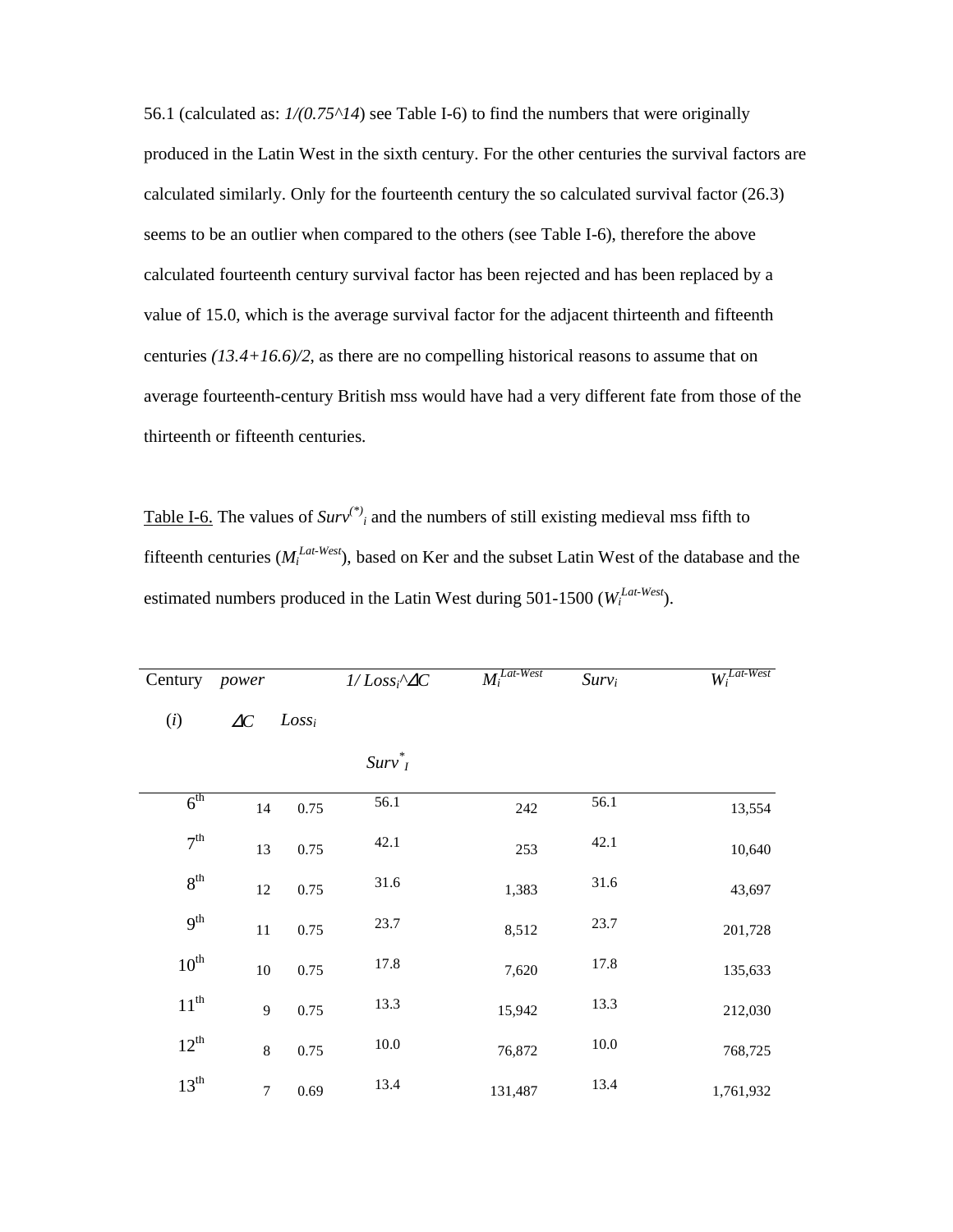56.1 (calculated as: *1/(0.75^14)* see Table I-6) to find the numbers that were originally produced in the Latin West in the sixth century. For the other centuries the survival factors are calculated similarly. Only for the fourteenth century the so calculated survival factor (26.3) seems to be an outlier when compared to the others (see Table I-6), therefore the above calculated fourteenth century survival factor has been rejected and has been replaced by a value of 15.0, which is the average survival factor for the adjacent thirteenth and fifteenth centuries *(13.4+16.6)/2*, as there are no compelling historical reasons to assume that on average fourteenth-century British mss would have had a very different fate from those of the thirteenth or fifteenth centuries.

Table I-6. The values of $Surv^{(*)}_i$ and the numbers of still existing medieval mss fifth to fifteenth centuries ($M_i^{Lat\text{-}West}$), based on Ker and the subset Latin West of the database and the estimated numbers produced in the Latin West during 501-1500 ($W_i^{Lat\text{-}West}$).

| Century ($i$) | *power* $\Delta C$ | $Loss_i$ | $1/Loss_i$^$\Delta C$ $Surv^*_I$ | $M_i^{Lat\text{-}West}$ | $Surv_i$ | $W_i^{Lat\text{-}West}$ |
|---|---|---|---|---|---|---|
| 6th | 14 | 0.75 | 56.1 | 242 | 56.1 | 13,554 |
| 7th | 13 | 0.75 | 42.1 | 253 | 42.1 | 10,640 |
| 8th | 12 | 0.75 | 31.6 | 1,383 | 31.6 | 43,697 |
| 9th | 11 | 0.75 | 23.7 | 8,512 | 23.7 | 201,728 |
| 10th | 10 | 0.75 | 17.8 | 7,620 | 17.8 | 135,633 |
| 11th | 9 | 0.75 | 13.3 | 15,942 | 13.3 | 212,030 |
| 12th | 8 | 0.75 | 10.0 | 76,872 | 10.0 | 768,725 |
| 13th | 7 | 0.69 | 13.4 | 131,487 | 13.4 | 1,761,932 |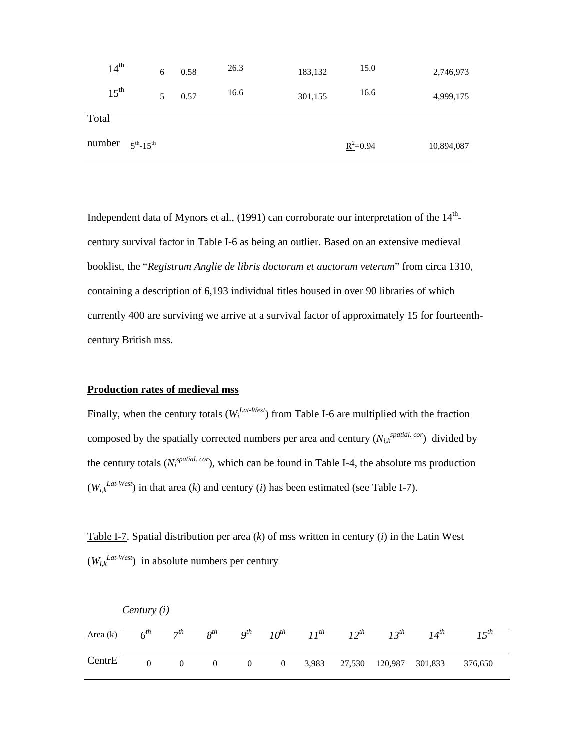| | | | | | | |
|---|---|---|---|---|---|---|
| 14th | 6 | 0.58 | 26.3 | 183,132 | 15.0 | 2,746,973 |
| 15th | 5 | 0.57 | 16.6 | 301,155 | 16.6 | 4,999,175 |
| Total number | 5th-15th | | | | $\underline{R}^2$=0.94 | 10,894,087 |

Independent data of Mynors et al., (1991) can corroborate our interpretation of the 14th-century survival factor in Table I-6 as being an outlier. Based on an extensive medieval booklist, the "*Registrum Anglie de libris doctorum et auctorum veterum*" from circa 1310, containing a description of 6,193 individual titles housed in over 90 libraries of which currently 400 are surviving we arrive at a survival factor of approximately 15 for fourteenth-century British mss.

## Production rates of medieval mss

Finally, when the century totals ($W_i^{Lat\text{-}West}$) from Table I-6 are multiplied with the fraction composed by the spatially corrected numbers per area and century ($N_{i,k}^{spatial.\ cor}$) divided by the century totals ($N_i^{spatial.\ cor}$), which can be found in Table I-4, the absolute ms production ($W_{i,k}^{Lat\text{-}West}$) in that area ($k$) and century ($i$) has been estimated (see Table I-7).

Table I-7. Spatial distribution per area ($k$) of mss written in century ($i$) in the Latin West ($W_{i,k}^{Lat\text{-}West}$) in absolute numbers per century

| Area (k) | *Century (i)* 6th | 7th | 8th | 9th | 10th | 11th | 12th | 13th | 14th | 15th |
|---|---|---|---|---|---|---|---|---|---|---|
| CentrE | 0 | 0 | 0 | 0 | 0 | 3,983 | 27,530 | 120,987 | 301,833 | 376,650 |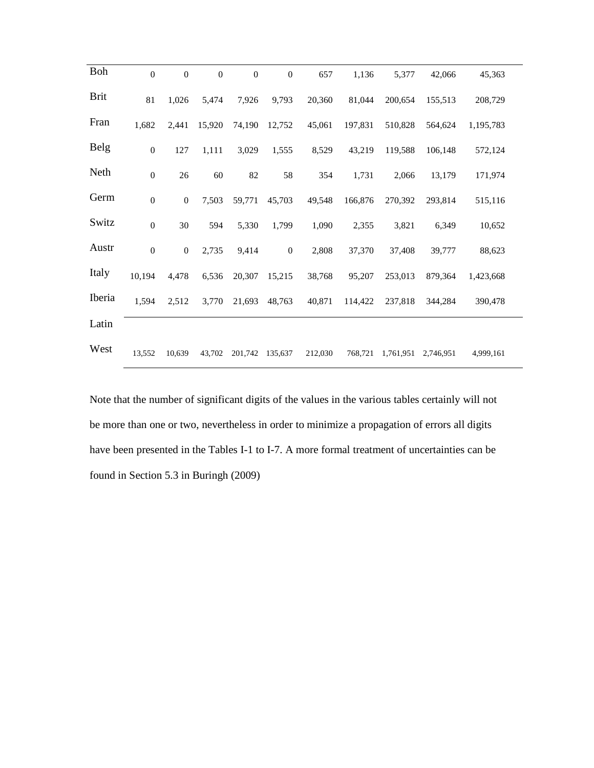| | | | | | | | | | | |
|---|---|---|---|---|---|---|---|---|---|---|
| Boh | 0 | 0 | 0 | 0 | 0 | 657 | 1,136 | 5,377 | 42,066 | 45,363 |
| Brit | 81 | 1,026 | 5,474 | 7,926 | 9,793 | 20,360 | 81,044 | 200,654 | 155,513 | 208,729 |
| Fran | 1,682 | 2,441 | 15,920 | 74,190 | 12,752 | 45,061 | 197,831 | 510,828 | 564,624 | 1,195,783 |
| Belg | 0 | 127 | 1,111 | 3,029 | 1,555 | 8,529 | 43,219 | 119,588 | 106,148 | 572,124 |
| Neth | 0 | 26 | 60 | 82 | 58 | 354 | 1,731 | 2,066 | 13,179 | 171,974 |
| Germ | 0 | 0 | 7,503 | 59,771 | 45,703 | 49,548 | 166,876 | 270,392 | 293,814 | 515,116 |
| Switz | 0 | 30 | 594 | 5,330 | 1,799 | 1,090 | 2,355 | 3,821 | 6,349 | 10,652 |
| Austr | 0 | 0 | 2,735 | 9,414 | 0 | 2,808 | 37,370 | 37,408 | 39,777 | 88,623 |
| Italy | 10,194 | 4,478 | 6,536 | 20,307 | 15,215 | 38,768 | 95,207 | 253,013 | 879,364 | 1,423,668 |
| Iberia | 1,594 | 2,512 | 3,770 | 21,693 | 48,763 | 40,871 | 114,422 | 237,818 | 344,284 | 390,478 |
| Latin West | 13,552 | 10,639 | 43,702 | 201,742 | 135,637 | 212,030 | 768,721 | 1,761,951 | 2,746,951 | 4,999,161 |

Note that the number of significant digits of the values in the various tables certainly will not be more than one or two, nevertheless in order to minimize a propagation of errors all digits have been presented in the Tables I-1 to I-7. A more formal treatment of uncertainties can be found in Section 5.3 in Buringh (2009)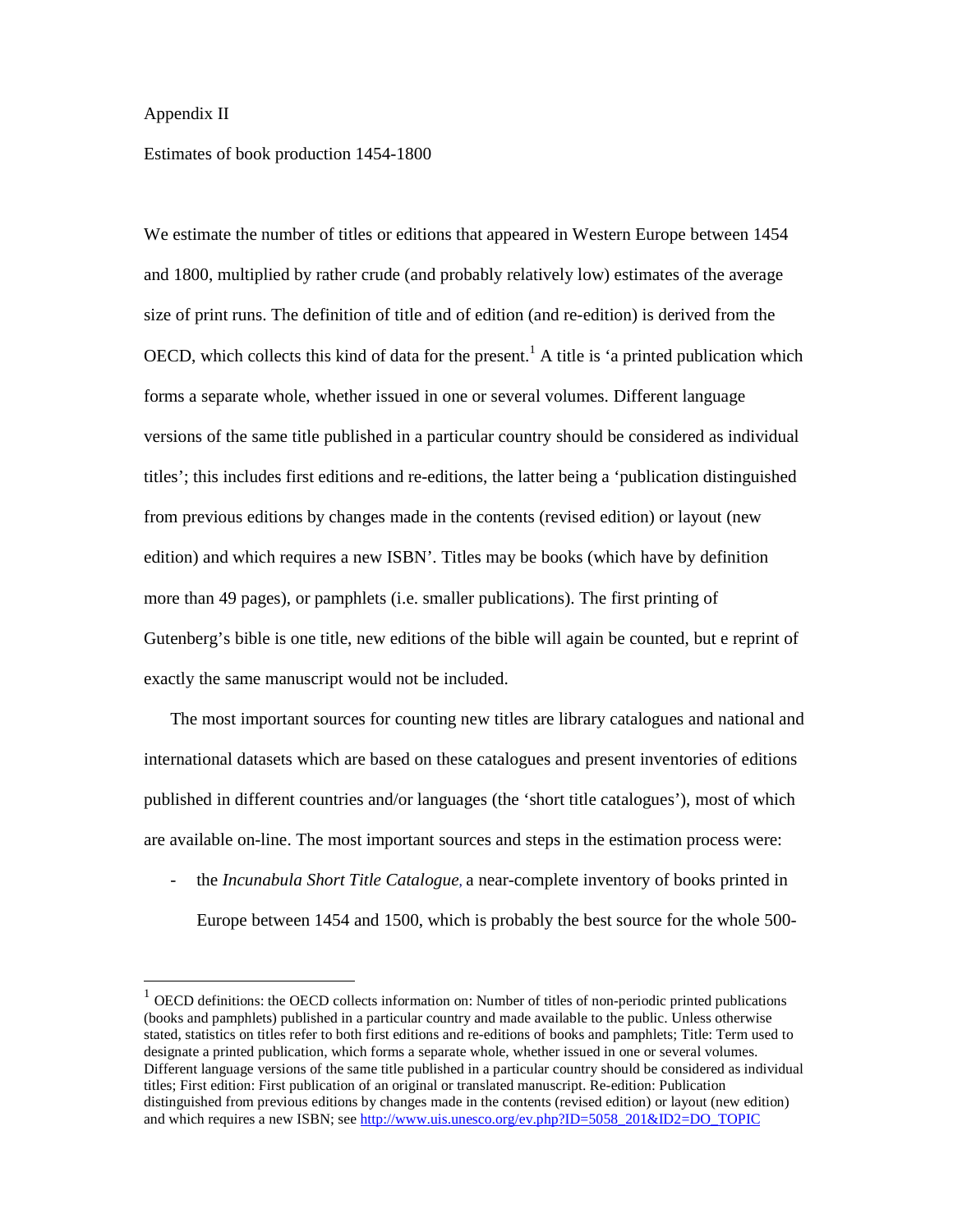Appendix II

Estimates of book production 1454-1800

We estimate the number of titles or editions that appeared in Western Europe between 1454 and 1800, multiplied by rather crude (and probably relatively low) estimates of the average size of print runs. The definition of title and of edition (and re-edition) is derived from the OECD, which collects this kind of data for the present.[1] A title is 'a printed publication which forms a separate whole, whether issued in one or several volumes. Different language versions of the same title published in a particular country should be considered as individual titles'; this includes first editions and re-editions, the latter being a 'publication distinguished from previous editions by changes made in the contents (revised edition) or layout (new edition) and which requires a new ISBN'. Titles may be books (which have by definition more than 49 pages), or pamphlets (i.e. smaller publications). The first printing of Gutenberg's bible is one title, new editions of the bible will again be counted, but e reprint of exactly the same manuscript would not be included.

The most important sources for counting new titles are library catalogues and national and international datasets which are based on these catalogues and present inventories of editions published in different countries and/or languages (the 'short title catalogues'), most of which are available on-line. The most important sources and steps in the estimation process were:

- the *Incunabula Short Title Catalogue*, a near-complete inventory of books printed in Europe between 1454 and 1500, which is probably the best source for the whole 500-

[1] OECD definitions: the OECD collects information on: Number of titles of non-periodic printed publications (books and pamphlets) published in a particular country and made available to the public. Unless otherwise stated, statistics on titles refer to both first editions and re-editions of books and pamphlets; Title: Term used to designate a printed publication, which forms a separate whole, whether issued in one or several volumes. Different language versions of the same title published in a particular country should be considered as individual titles; First edition: First publication of an original or translated manuscript. Re-edition: Publication distinguished from previous editions by changes made in the contents (revised edition) or layout (new edition) and which requires a new ISBN; see http://www.uis.unesco.org/ev.php?ID=5058_201&ID2=DO_TOPIC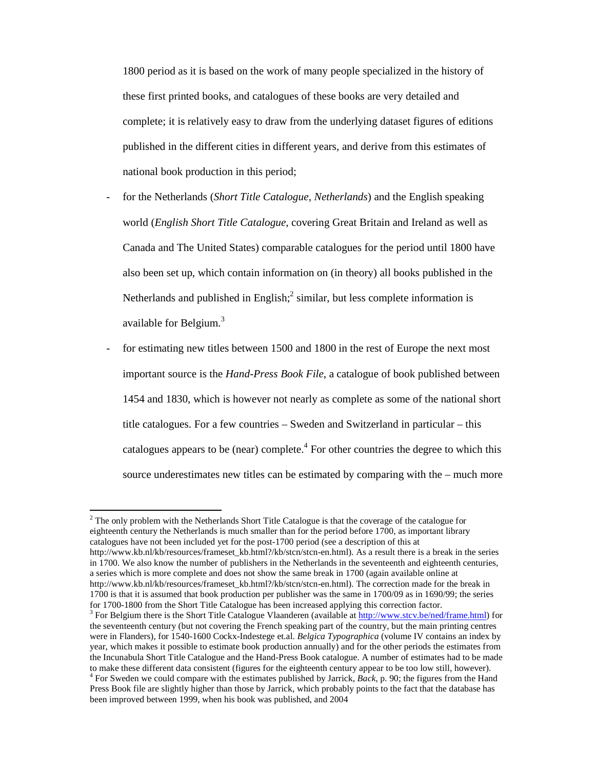1800 period as it is based on the work of many people specialized in the history of these first printed books, and catalogues of these books are very detailed and complete; it is relatively easy to draw from the underlying dataset figures of editions published in the different cities in different years, and derive from this estimates of national book production in this period;

- for the Netherlands (*Short Title Catalogue, Netherlands*) and the English speaking world (*English Short Title Catalogue*, covering Great Britain and Ireland as well as Canada and The United States) comparable catalogues for the period until 1800 have also been set up, which contain information on (in theory) all books published in the Netherlands and published in English;[2] similar, but less complete information is available for Belgium.[3]
- for estimating new titles between 1500 and 1800 in the rest of Europe the next most important source is the *Hand-Press Book File*, a catalogue of book published between 1454 and 1830, which is however not nearly as complete as some of the national short title catalogues. For a few countries – Sweden and Switzerland in particular – this catalogues appears to be (near) complete.[4] For other countries the degree to which this source underestimates new titles can be estimated by comparing with the – much more

---

[2] The only problem with the Netherlands Short Title Catalogue is that the coverage of the catalogue for eighteenth century the Netherlands is much smaller than for the period before 1700, as important library catalogues have not been included yet for the post-1700 period (see a description of this at http://www.kb.nl/kb/resources/frameset_kb.html?/kb/stcn/stcn-en.html). As a result there is a break in the series in 1700. We also know the number of publishers in the Netherlands in the seventeenth and eighteenth centuries, a series which is more complete and does not show the same break in 1700 (again available online at http://www.kb.nl/kb/resources/frameset_kb.html?/kb/stcn/stcn-en.html). The correction made for the break in 1700 is that it is assumed that book production per publisher was the same in 1700/09 as in 1690/99; the series for 1700-1800 from the Short Title Catalogue has been increased applying this correction factor.

[3] For Belgium there is the Short Title Catalogue Vlaanderen (available at http://www.stcv.be/ned/frame.html) for the seventeenth century (but not covering the French speaking part of the country, but the main printing centres were in Flanders), for 1540-1600 Cockx-Indestege et.al. *Belgica Typographica* (volume IV contains an index by year, which makes it possible to estimate book production annually) and for the other periods the estimates from the Incunabula Short Title Catalogue and the Hand-Press Book catalogue. A number of estimates had to be made to make these different data consistent (figures for the eighteenth century appear to be too low still, however).

[4] For Sweden we could compare with the estimates published by Jarrick, *Back*, p. 90; the figures from the Hand Press Book file are slightly higher than those by Jarrick, which probably points to the fact that the database has been improved between 1999, when his book was published, and 2004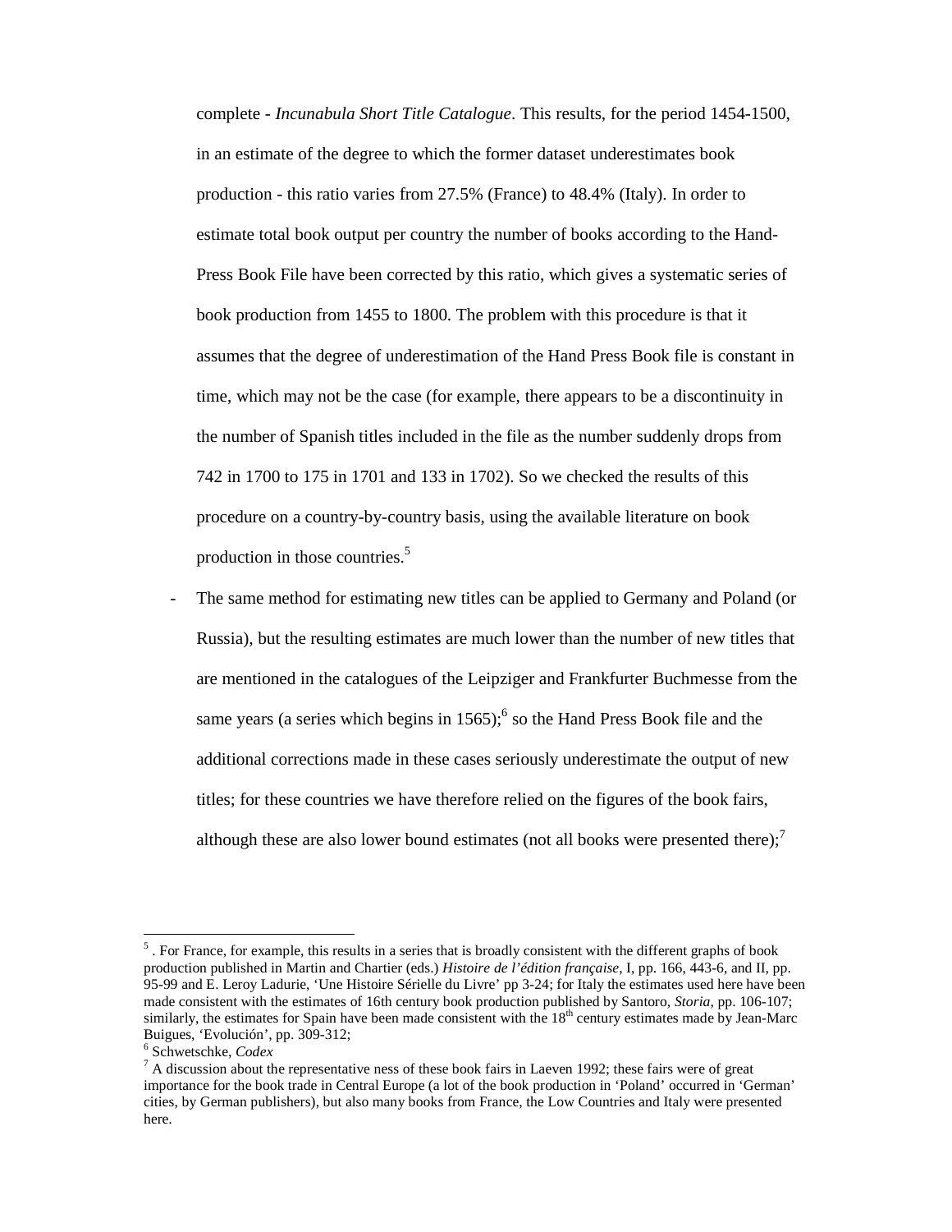complete - *Incunabula Short Title Catalogue*. This results, for the period 1454-1500, in an estimate of the degree to which the former dataset underestimates book production - this ratio varies from 27.5% (France) to 48.4% (Italy). In order to estimate total book output per country the number of books according to the Hand-Press Book File have been corrected by this ratio, which gives a systematic series of book production from 1455 to 1800. The problem with this procedure is that it assumes that the degree of underestimation of the Hand Press Book file is constant in time, which may not be the case (for example, there appears to be a discontinuity in the number of Spanish titles included in the file as the number suddenly drops from 742 in 1700 to 175 in 1701 and 133 in 1702). So we checked the results of this procedure on a country-by-country basis, using the available literature on book production in those countries.[5]

- The same method for estimating new titles can be applied to Germany and Poland (or Russia), but the resulting estimates are much lower than the number of new titles that are mentioned in the catalogues of the Leipziger and Frankfurter Buchmesse from the same years (a series which begins in 1565);[6] so the Hand Press Book file and the additional corrections made in these cases seriously underestimate the output of new titles; for these countries we have therefore relied on the figures of the book fairs, although these are also lower bound estimates (not all books were presented there);[7]

---

[5] . For France, for example, this results in a series that is broadly consistent with the different graphs of book production published in Martin and Chartier (eds.) *Histoire de l'édition française*, I, pp. 166, 443-6, and II, pp. 95-99 and E. Leroy Ladurie, 'Une Histoire Sérielle du Livre' pp 3-24; for Italy the estimates used here have been made consistent with the estimates of 16th century book production published by Santoro, *Storia*, pp. 106-107; similarly, the estimates for Spain have been made consistent with the 18th century estimates made by Jean-Marc Buigues, 'Evolución', pp. 309-312;

[6] Schwetschke, *Codex*

[7] A discussion about the representative ness of these book fairs in Laeven 1992; these fairs were of great importance for the book trade in Central Europe (a lot of the book production in 'Poland' occurred in 'German' cities, by German publishers), but also many books from France, the Low Countries and Italy were presented here.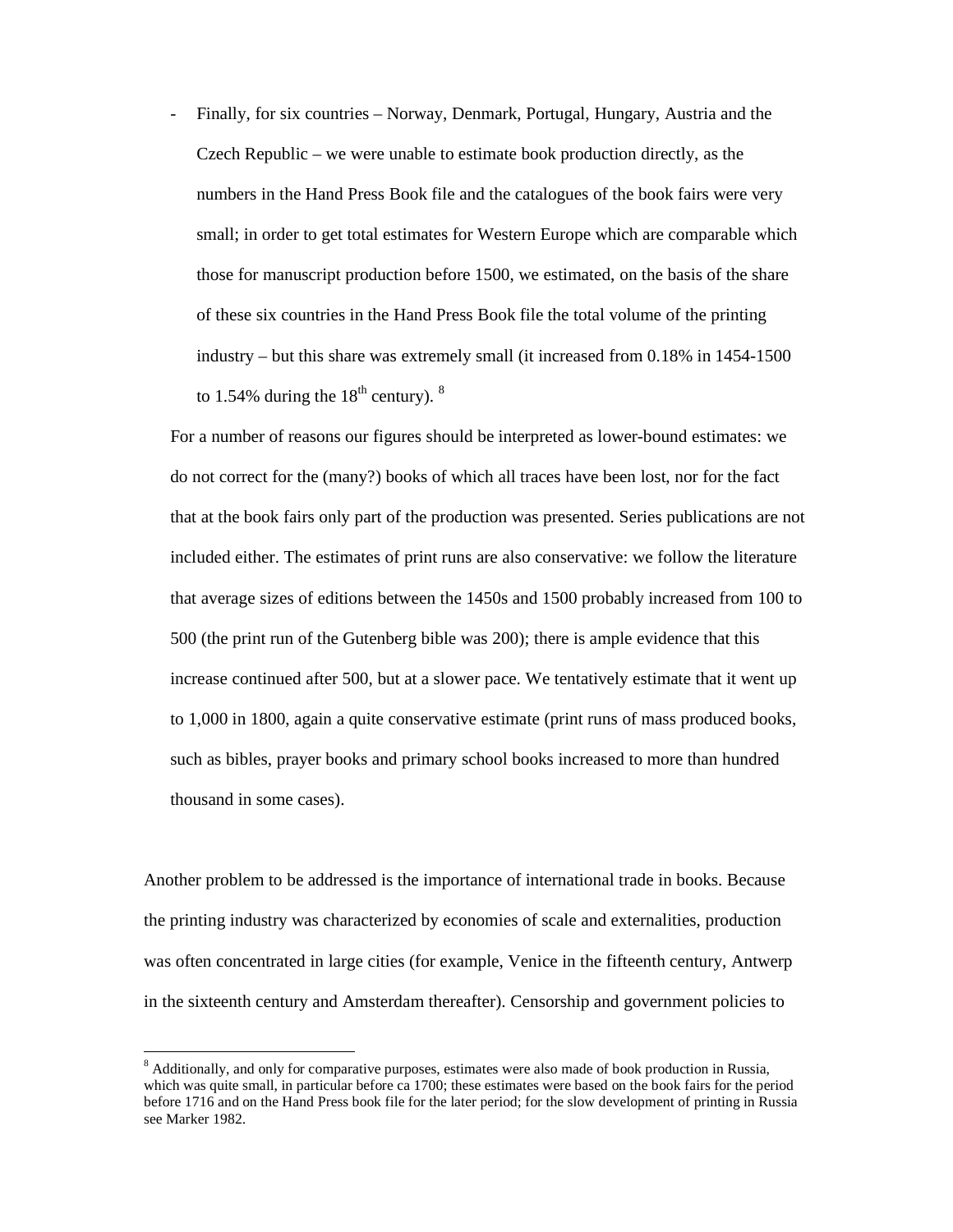- Finally, for six countries – Norway, Denmark, Portugal, Hungary, Austria and the Czech Republic – we were unable to estimate book production directly, as the numbers in the Hand Press Book file and the catalogues of the book fairs were very small; in order to get total estimates for Western Europe which are comparable which those for manuscript production before 1500, we estimated, on the basis of the share of these six countries in the Hand Press Book file the total volume of the printing industry – but this share was extremely small (it increased from 0.18% in 1454-1500 to 1.54% during the 18th century). [8]

For a number of reasons our figures should be interpreted as lower-bound estimates: we do not correct for the (many?) books of which all traces have been lost, nor for the fact that at the book fairs only part of the production was presented. Series publications are not included either. The estimates of print runs are also conservative: we follow the literature that average sizes of editions between the 1450s and 1500 probably increased from 100 to 500 (the print run of the Gutenberg bible was 200); there is ample evidence that this increase continued after 500, but at a slower pace. We tentatively estimate that it went up to 1,000 in 1800, again a quite conservative estimate (print runs of mass produced books, such as bibles, prayer books and primary school books increased to more than hundred thousand in some cases).

Another problem to be addressed is the importance of international trade in books. Because the printing industry was characterized by economies of scale and externalities, production was often concentrated in large cities (for example, Venice in the fifteenth century, Antwerp in the sixteenth century and Amsterdam thereafter). Censorship and government policies to

[8] Additionally, and only for comparative purposes, estimates were also made of book production in Russia, which was quite small, in particular before ca 1700; these estimates were based on the book fairs for the period before 1716 and on the Hand Press book file for the later period; for the slow development of printing in Russia see Marker 1982.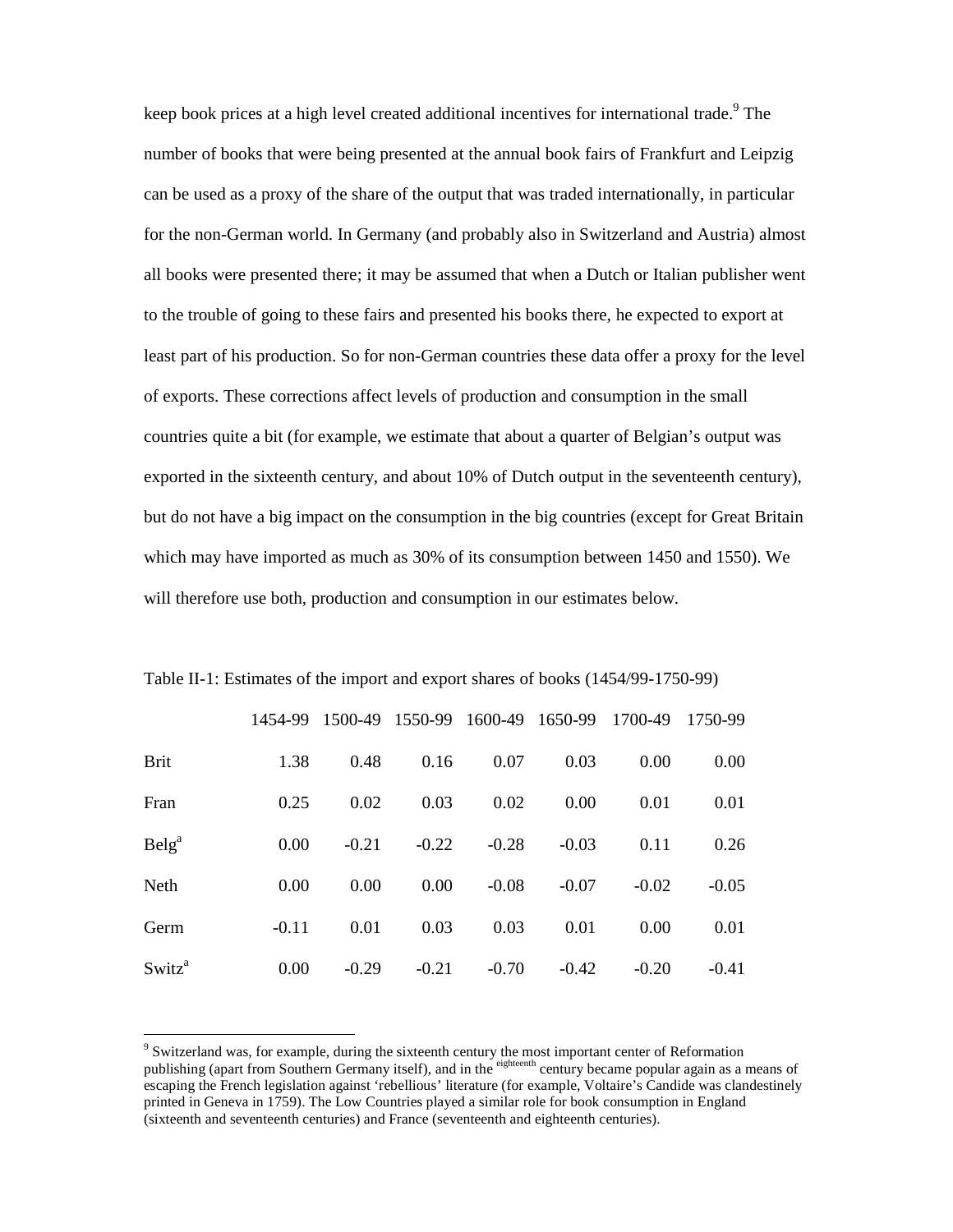keep book prices at a high level created additional incentives for international trade.[9] The number of books that were being presented at the annual book fairs of Frankfurt and Leipzig can be used as a proxy of the share of the output that was traded internationally, in particular for the non-German world. In Germany (and probably also in Switzerland and Austria) almost all books were presented there; it may be assumed that when a Dutch or Italian publisher went to the trouble of going to these fairs and presented his books there, he expected to export at least part of his production. So for non-German countries these data offer a proxy for the level of exports. These corrections affect levels of production and consumption in the small countries quite a bit (for example, we estimate that about a quarter of Belgian's output was exported in the sixteenth century, and about 10% of Dutch output in the seventeenth century), but do not have a big impact on the consumption in the big countries (except for Great Britain which may have imported as much as 30% of its consumption between 1450 and 1550). We will therefore use both, production and consumption in our estimates below.

Table II-1: Estimates of the import and export shares of books (1454/99-1750-99)

| | 1454-99 | 1500-49 | 1550-99 | 1600-49 | 1650-99 | 1700-49 | 1750-99 |
|---|---|---|---|---|---|---|---|
| Brit | 1.38 | 0.48 | 0.16 | 0.07 | 0.03 | 0.00 | 0.00 |
| Fran | 0.25 | 0.02 | 0.03 | 0.02 | 0.00 | 0.01 | 0.01 |
| Belg[a] | 0.00 | -0.21 | -0.22 | -0.28 | -0.03 | 0.11 | 0.26 |
| Neth | 0.00 | 0.00 | 0.00 | -0.08 | -0.07 | -0.02 | -0.05 |
| Germ | -0.11 | 0.01 | 0.03 | 0.03 | 0.01 | 0.00 | 0.01 |
| Switz[a] | 0.00 | -0.29 | -0.21 | -0.70 | -0.42 | -0.20 | -0.41 |

[9] Switzerland was, for example, during the sixteenth century the most important center of Reformation publishing (apart from Southern Germany itself), and in the eighteenth century became popular again as a means of escaping the French legislation against 'rebellious' literature (for example, Voltaire's Candide was clandestinely printed in Geneva in 1759). The Low Countries played a similar role for book consumption in England (sixteenth and seventeenth centuries) and France (seventeenth and eighteenth centuries).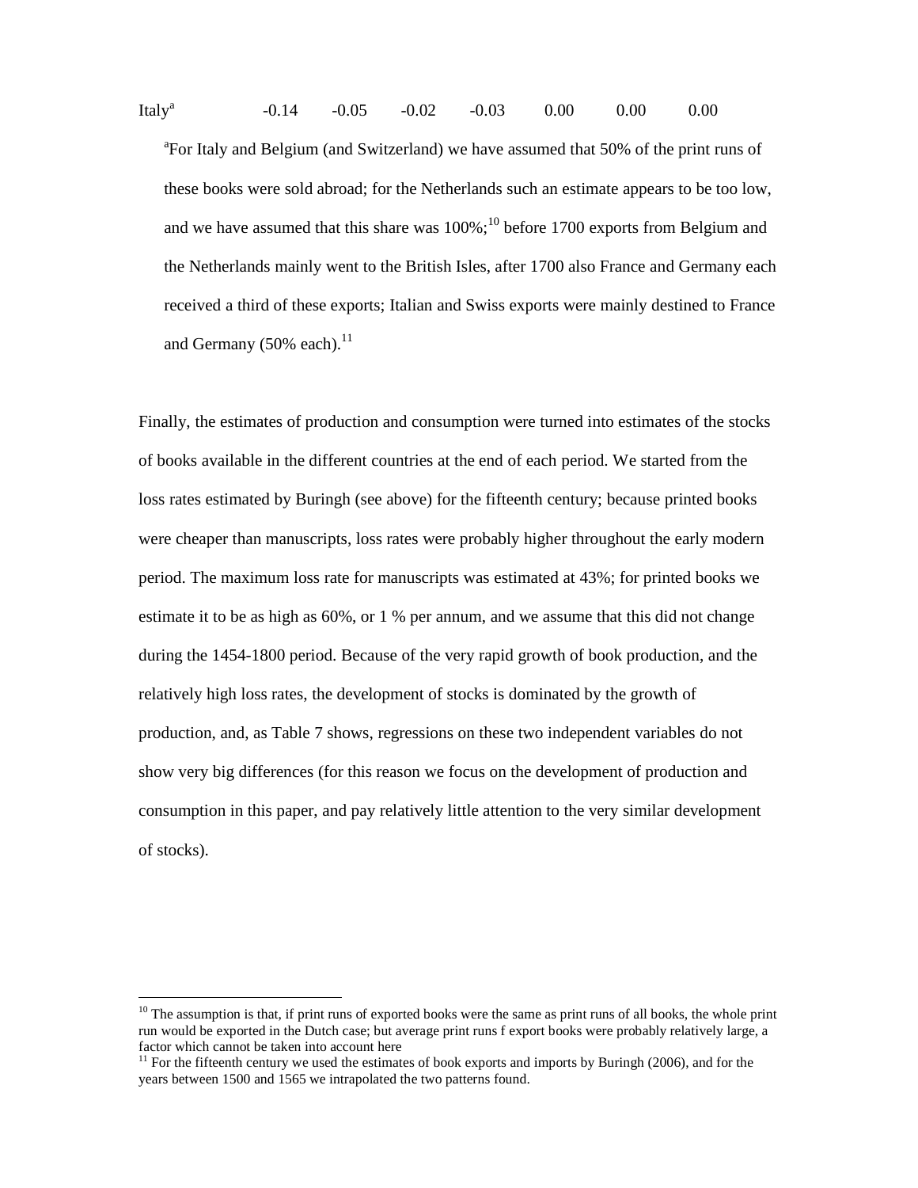| Italy[a] | -0.14 | -0.05 | -0.02 | -0.03 | 0.00 | 0.00 | 0.00 |
|---|---|---|---|---|---|---|---|

[a]For Italy and Belgium (and Switzerland) we have assumed that 50% of the print runs of these books were sold abroad; for the Netherlands such an estimate appears to be too low, and we have assumed that this share was 100%;[10] before 1700 exports from Belgium and the Netherlands mainly went to the British Isles, after 1700 also France and Germany each received a third of these exports; Italian and Swiss exports were mainly destined to France and Germany (50% each).[11]

Finally, the estimates of production and consumption were turned into estimates of the stocks of books available in the different countries at the end of each period. We started from the loss rates estimated by Buringh (see above) for the fifteenth century; because printed books were cheaper than manuscripts, loss rates were probably higher throughout the early modern period. The maximum loss rate for manuscripts was estimated at 43%; for printed books we estimate it to be as high as 60%, or 1 % per annum, and we assume that this did not change during the 1454-1800 period. Because of the very rapid growth of book production, and the relatively high loss rates, the development of stocks is dominated by the growth of production, and, as Table 7 shows, regressions on these two independent variables do not show very big differences (for this reason we focus on the development of production and consumption in this paper, and pay relatively little attention to the very similar development of stocks).

[10] The assumption is that, if print runs of exported books were the same as print runs of all books, the whole print run would be exported in the Dutch case; but average print runs f export books were probably relatively large, a factor which cannot be taken into account here

[11] For the fifteenth century we used the estimates of book exports and imports by Buringh (2006), and for the years between 1500 and 1565 we intrapolated the two patterns found.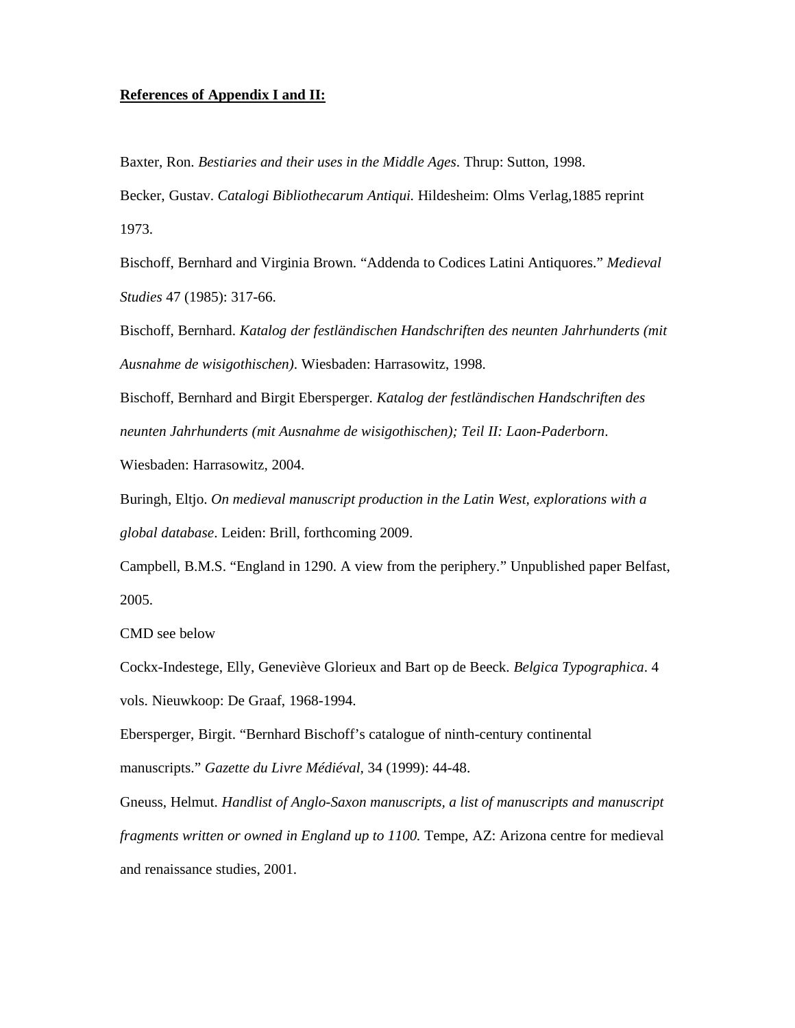**References of Appendix I and II:**

Baxter, Ron. *Bestiaries and their uses in the Middle Ages*. Thrup: Sutton, 1998.

Becker, Gustav. *Catalogi Bibliothecarum Antiqui.* Hildesheim: Olms Verlag,1885 reprint 1973.

Bischoff, Bernhard and Virginia Brown. "Addenda to Codices Latini Antiquores." *Medieval Studies* 47 (1985): 317-66.

Bischoff, Bernhard. *Katalog der festländischen Handschriften des neunten Jahrhunderts (mit Ausnahme de wisigothischen)*. Wiesbaden: Harrasowitz, 1998.

Bischoff, Bernhard and Birgit Ebersperger. *Katalog der festländischen Handschriften des neunten Jahrhunderts (mit Ausnahme de wisigothischen); Teil II: Laon-Paderborn*. Wiesbaden: Harrasowitz, 2004.

Buringh, Eltjo. *On medieval manuscript production in the Latin West, explorations with a global database*. Leiden: Brill, forthcoming 2009.

Campbell, B.M.S. "England in 1290. A view from the periphery." Unpublished paper Belfast, 2005.

CMD see below

Cockx-Indestege, Elly, Geneviève Glorieux and Bart op de Beeck. *Belgica Typographica*. 4 vols. Nieuwkoop: De Graaf, 1968-1994.

Ebersperger, Birgit. "Bernhard Bischoff's catalogue of ninth-century continental manuscripts." *Gazette du Livre Médiéval*, 34 (1999): 44-48.

Gneuss, Helmut. *Handlist of Anglo-Saxon manuscripts, a list of manuscripts and manuscript fragments written or owned in England up to 1100.* Tempe, AZ: Arizona centre for medieval and renaissance studies, 2001.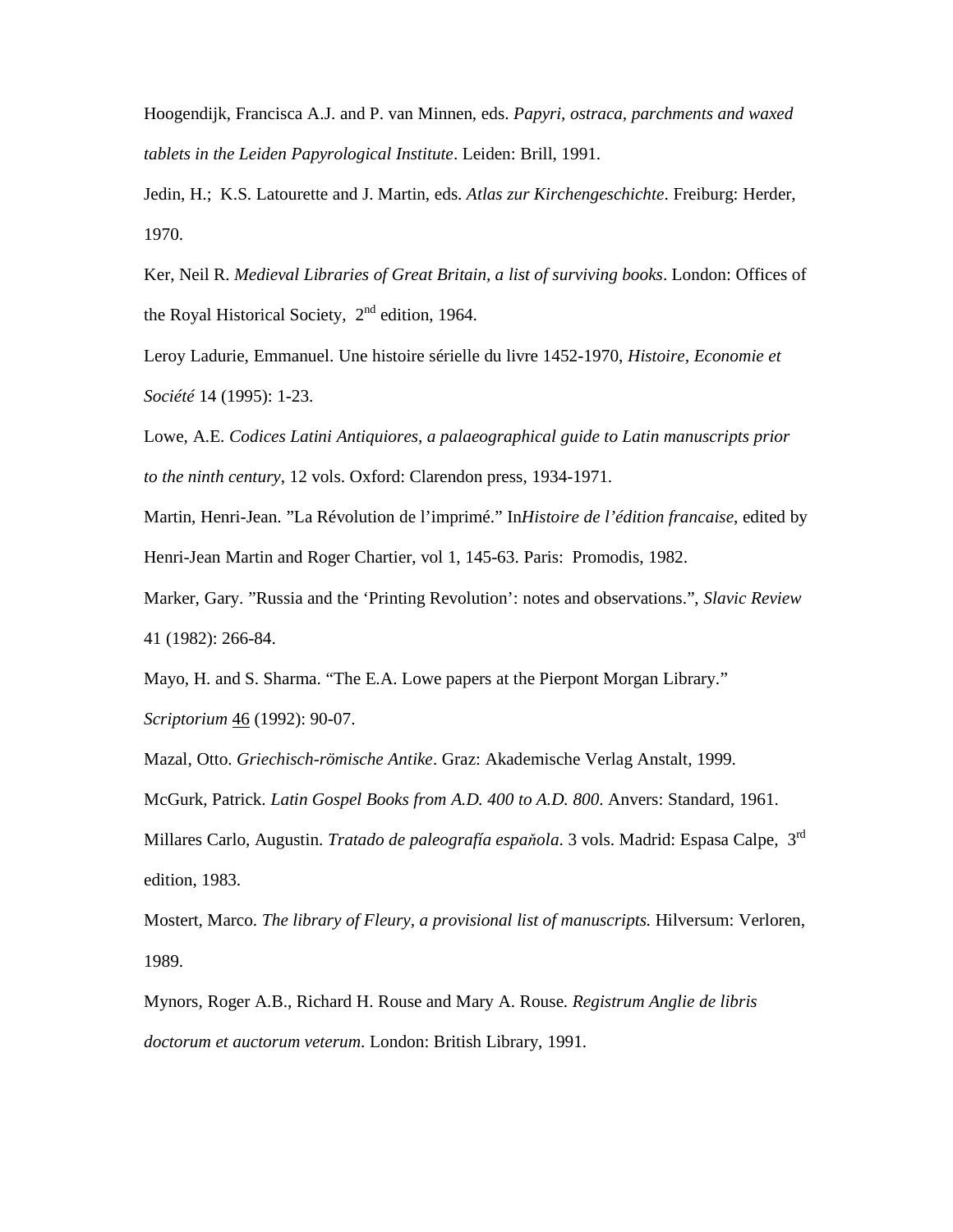Hoogendijk, Francisca A.J. and P. van Minnen, eds. *Papyri, ostraca, parchments and waxed tablets in the Leiden Papyrological Institute*. Leiden: Brill, 1991.

Jedin, H.;  K.S. Latourette and J. Martin, eds. *Atlas zur Kirchengeschichte*. Freiburg: Herder, 1970.

Ker, Neil R. *Medieval Libraries of Great Britain, a list of surviving books*. London: Offices of the Royal Historical Society,  2nd edition, 1964.

Leroy Ladurie, Emmanuel. Une histoire sérielle du livre 1452-1970, *Histoire, Economie et Société* 14 (1995): 1-23.

Lowe, A.E. *Codices Latini Antiquiores, a palaeographical guide to Latin manuscripts prior to the ninth century*, 12 vols. Oxford: Clarendon press, 1934-1971.

Martin, Henri-Jean. "La Révolution de l'imprimé." In*Histoire de l'édition francaise*, edited by Henri-Jean Martin and Roger Chartier, vol 1, 145-63. Paris:  Promodis, 1982.

Marker, Gary. "Russia and the 'Printing Revolution': notes and observations.", *Slavic Review* 41 (1982): 266-84.

Mayo, H. and S. Sharma. "The E.A. Lowe papers at the Pierpont Morgan Library." *Scriptorium* 46 (1992): 90-07.

Mazal, Otto. *Griechisch-römische Antike*. Graz: Akademische Verlag Anstalt, 1999.

McGurk, Patrick. *Latin Gospel Books from A.D. 400 to A.D. 800*. Anvers: Standard, 1961.

Millares Carlo, Augustin. *Tratado de paleografía espaňola*. 3 vols. Madrid: Espasa Calpe,  3rd edition, 1983.

Mostert, Marco. *The library of Fleury, a provisional list of manuscripts.* Hilversum: Verloren, 1989.

Mynors, Roger A.B., Richard H. Rouse and Mary A. Rouse. *Registrum Anglie de libris doctorum et auctorum veterum*. London: British Library, 1991.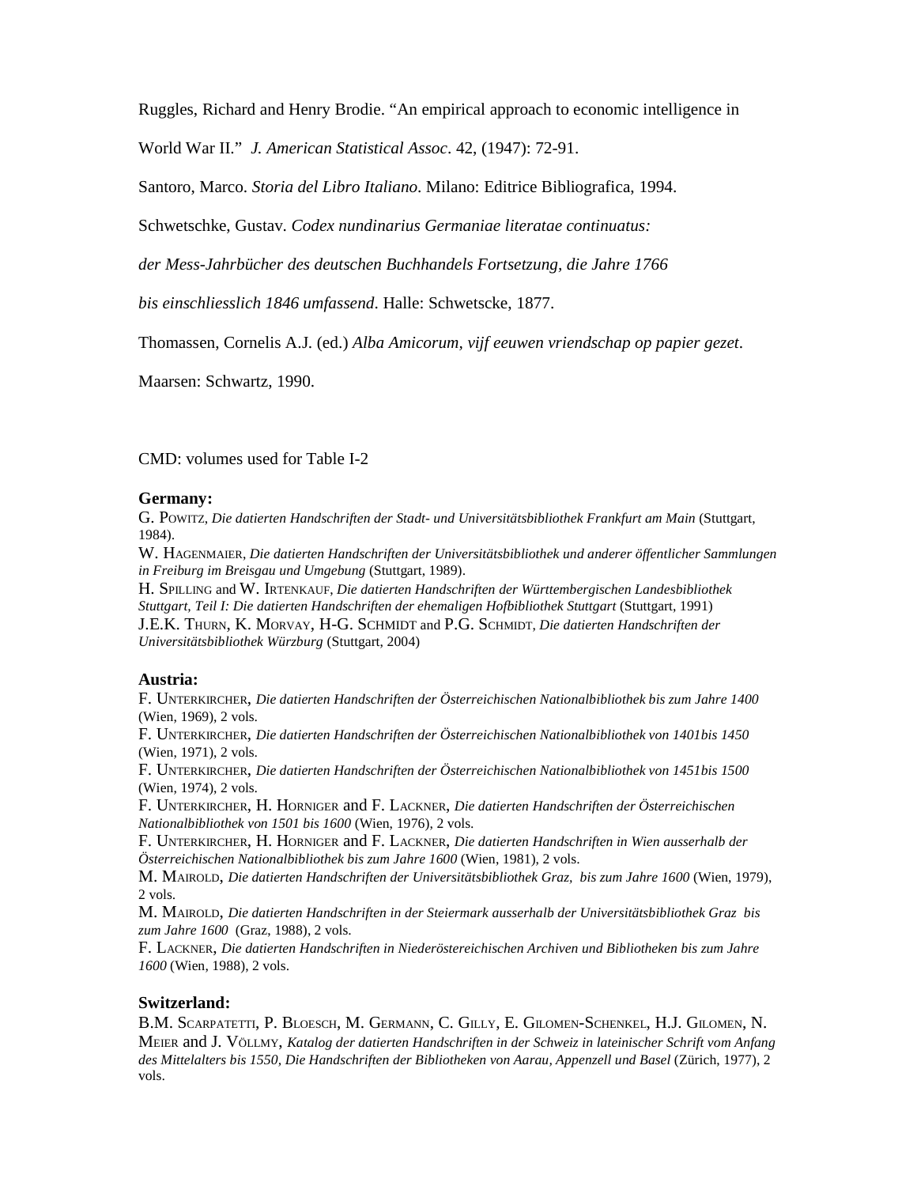Ruggles, Richard and Henry Brodie. "An empirical approach to economic intelligence in World War II." *J. American Statistical Assoc*. 42, (1947): 72-91.

Santoro, Marco. *Storia del Libro Italiano*. Milano: Editrice Bibliografica, 1994.

Schwetschke, Gustav. *Codex nundinarius Germaniae literatae continuatus: der Mess-Jahrbücher des deutschen Buchhandels Fortsetzung, die Jahre 1766 bis einschliesslich 1846 umfassend*. Halle: Schwetscke, 1877.

Thomassen, Cornelis A.J. (ed.) *Alba Amicorum, vijf eeuwen vriendschap op papier gezet*. Maarsen: Schwartz, 1990.

CMD: volumes used for Table I-2

**Germany:**

G. Powitz, *Die datierten Handschriften der Stadt- und Universitätsbibliothek Frankfurt am Main* (Stuttgart, 1984).

W. Hagenmaier, *Die datierten Handschriften der Universitätsbibliothek und anderer öffentlicher Sammlungen in Freiburg im Breisgau und Umgebung* (Stuttgart, 1989).

H. Spilling and W. Irtenkauf, *Die datierten Handschriften der Württembergischen Landesbibliothek Stuttgart, Teil I: Die datierten Handschriften der ehemaligen Hofbibliothek Stuttgart* (Stuttgart, 1991)

J.E.K. Thurn, K. Morvay, H-G. Schmidt and P.G. Schmidt, *Die datierten Handschriften der Universitätsbibliothek Würzburg* (Stuttgart, 2004)

**Austria:**

F. Unterkircher, *Die datierten Handschriften der Österreichischen Nationalbibliothek bis zum Jahre 1400* (Wien, 1969), 2 vols.

F. Unterkircher, *Die datierten Handschriften der Österreichischen Nationalbibliothek von 1401bis 1450* (Wien, 1971), 2 vols.

F. Unterkircher, *Die datierten Handschriften der Österreichischen Nationalbibliothek von 1451bis 1500* (Wien, 1974), 2 vols.

F. Unterkircher, H. Horniger and F. Lackner, *Die datierten Handschriften der Österreichischen Nationalbibliothek von 1501 bis 1600* (Wien, 1976), 2 vols.

F. Unterkircher, H. Horniger and F. Lackner, *Die datierten Handschriften in Wien ausserhalb der Österreichischen Nationalbibliothek bis zum Jahre 1600* (Wien, 1981), 2 vols.

M. Mairold, *Die datierten Handschriften der Universitätsbibliothek Graz, bis zum Jahre 1600* (Wien, 1979), 2 vols.

M. Mairold, *Die datierten Handschriften in der Steiermark ausserhalb der Universitätsbibliothek Graz bis zum Jahre 1600* (Graz, 1988), 2 vols.

F. Lackner, *Die datierten Handschriften in Niederöstereichischen Archiven und Bibliotheken bis zum Jahre 1600* (Wien, 1988), 2 vols.

**Switzerland:**

B.M. Scarpatetti, P. Bloesch, M. Germann, C. Gilly, E. Gilomen-Schenkel, H.J. Gilomen, N. Meier and J. Völlmy, *Katalog der datierten Handschriften in der Schweiz in lateinischer Schrift vom Anfang des Mittelalters bis 1550, Die Handschriften der Bibliotheken von Aarau, Appenzell und Basel* (Zürich, 1977), 2 vols.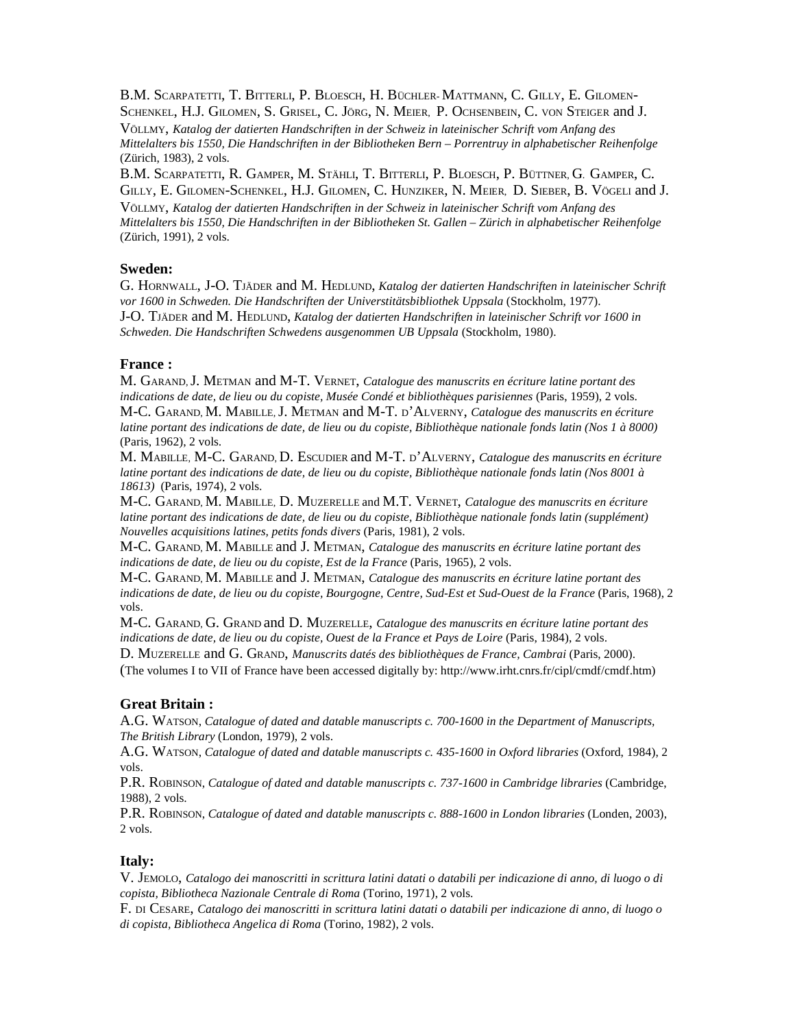B.M. Scarpatetti, T. Bitterli, P. Bloesch, H. Büchler- Mattmann, C. Gilly, E. Gilomen-Schenkel, H.J. Gilomen, S. Grisel, C. Jörg, N. Meier, P. Ochsenbein, C. von Steiger and J. Völlmy, *Katalog der datierten Handschriften in der Schweiz in lateinischer Schrift vom Anfang des Mittelalters bis 1550, Die Handschriften in der Bibliotheken Bern – Porrentruy in alphabetischer Reihenfolge* (Zürich, 1983), 2 vols.

B.M. Scarpatetti, R. Gamper, M. Stähli, T. Bitterli, P. Bloesch, P. Büttner, G. Gamper, C. Gilly, E. Gilomen-Schenkel, H.J. Gilomen, C. Hunziker, N. Meier, D. Sieber, B. Vögeli and J. Völlmy, *Katalog der datierten Handschriften in der Schweiz in lateinischer Schrift vom Anfang des Mittelalters bis 1550, Die Handschriften in der Bibliotheken St. Gallen – Zürich in alphabetischer Reihenfolge* (Zürich, 1991), 2 vols.

### Sweden:

G. Hornwall, J-O. Tjäder and M. Hedlund, *Katalog der datierten Handschriften in lateinischer Schrift vor 1600 in Schweden. Die Handschriften der Universtitätsbibliothek Uppsala* (Stockholm, 1977).

J-O. Tjäder and M. Hedlund, *Katalog der datierten Handschriften in lateinischer Schrift vor 1600 in Schweden. Die Handschriften Schwedens ausgenommen UB Uppsala* (Stockholm, 1980).

### France :

M. Garand, J. Metman and M-T. Vernet, *Catalogue des manuscrits en écriture latine portant des indications de date, de lieu ou du copiste, Musée Condé et bibliothèques parisiennes* (Paris, 1959), 2 vols.

M-C. Garand, M. Mabille, J. Metman and M-T. d'Alverny, *Catalogue des manuscrits en écriture latine portant des indications de date, de lieu ou du copiste, Bibliothèque nationale fonds latin (Nos 1 à 8000)* (Paris, 1962), 2 vols.

M. Mabille, M-C. Garand, D. Escudier and M-T. d'Alverny, *Catalogue des manuscrits en écriture latine portant des indications de date, de lieu ou du copiste, Bibliothèque nationale fonds latin (Nos 8001 à 18613)* (Paris, 1974), 2 vols.

M-C. Garand, M. Mabille, D. Muzerelle and M.T. Vernet, *Catalogue des manuscrits en écriture latine portant des indications de date, de lieu ou du copiste, Bibliothèque nationale fonds latin (supplément) Nouvelles acquisitions latines, petits fonds divers* (Paris, 1981), 2 vols.

M-C. Garand, M. Mabille and J. Metman, *Catalogue des manuscrits en écriture latine portant des indications de date, de lieu ou du copiste, Est de la France* (Paris, 1965), 2 vols.

M-C. Garand, M. Mabille and J. Metman, *Catalogue des manuscrits en écriture latine portant des indications de date, de lieu ou du copiste, Bourgogne, Centre, Sud-Est et Sud-Ouest de la France* (Paris, 1968), 2 vols.

M-C. Garand, G. Grand and D. Muzerelle, *Catalogue des manuscrits en écriture latine portant des indications de date, de lieu ou du copiste, Ouest de la France et Pays de Loire* (Paris, 1984), 2 vols.

D. Muzerelle and G. Grand, *Manuscrits datés des bibliothèques de France, Cambrai* (Paris, 2000).

(The volumes I to VII of France have been accessed digitally by: http://www.irht.cnrs.fr/cipl/cmdf/cmdf.htm)

### Great Britain :

A.G. Watson, *Catalogue of dated and datable manuscripts c. 700-1600 in the Department of Manuscripts, The British Library* (London, 1979), 2 vols.

A.G. Watson, *Catalogue of dated and datable manuscripts c. 435-1600 in Oxford libraries* (Oxford, 1984), 2 vols.

P.R. Robinson, *Catalogue of dated and datable manuscripts c. 737-1600 in Cambridge libraries* (Cambridge, 1988), 2 vols.

P.R. Robinson, *Catalogue of dated and datable manuscripts c. 888-1600 in London libraries* (Londen, 2003), 2 vols.

### Italy:

V. Jemolo, *Catalogo dei manoscritti in scrittura latini datati o databili per indicazione di anno, di luogo o di copista, Bibliotheca Nazionale Centrale di Roma* (Torino, 1971), 2 vols.

F. di Cesare, *Catalogo dei manoscritti in scrittura latini datati o databili per indicazione di anno, di luogo o di copista, Bibliotheca Angelica di Roma* (Torino, 1982), 2 vols.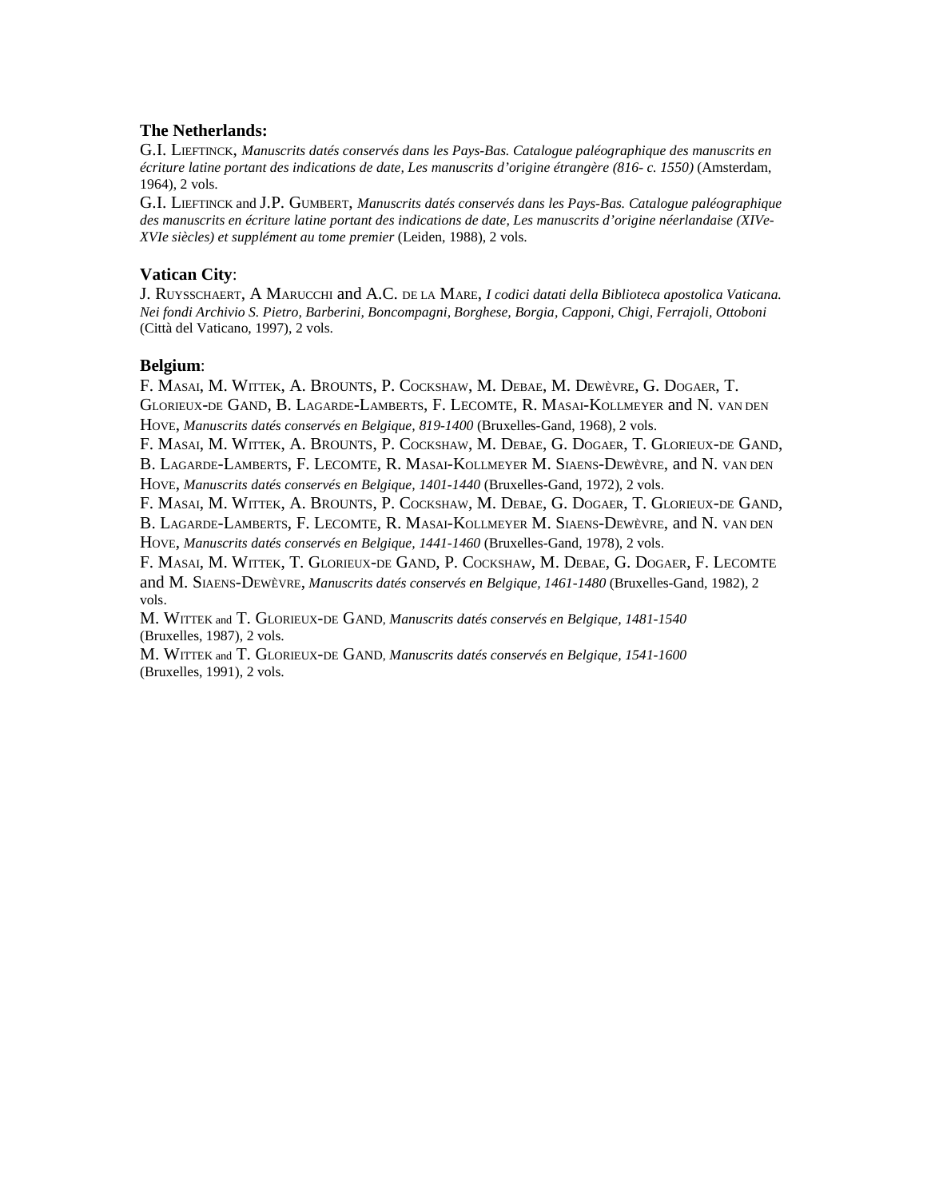**The Netherlands:**

G.I. Lieftinck, *Manuscrits datés conservés dans les Pays-Bas. Catalogue paléographique des manuscrits en écriture latine portant des indications de date, Les manuscrits d'origine étrangère (816- c. 1550)* (Amsterdam, 1964), 2 vols.

G.I. Lieftinck and J.P. Gumbert, *Manuscrits datés conservés dans les Pays-Bas. Catalogue paléographique des manuscrits en écriture latine portant des indications de date, Les manuscrits d'origine néerlandaise (XIVe-XVIe siècles) et supplément au tome premier* (Leiden, 1988), 2 vols.

**Vatican City**:

J. Ruysschaert, A Marucchi and A.C. de la Mare, *I codici datati della Biblioteca apostolica Vaticana. Nei fondi Archivio S. Pietro, Barberini, Boncompagni, Borghese, Borgia, Capponi, Chigi, Ferrajoli, Ottoboni* (Città del Vaticano, 1997), 2 vols.

**Belgium**:

F. Masai, M. Wittek, A. Brounts, P. Cockshaw, M. Debae, M. Dewèvre, G. Dogaer, T. Glorieux-de Gand, B. Lagarde-Lamberts, F. Lecomte, R. Masai-Kollmeyer and N. van den Hove, *Manuscrits datés conservés en Belgique, 819-1400* (Bruxelles-Gand, 1968), 2 vols.

F. Masai, M. Wittek, A. Brounts, P. Cockshaw, M. Debae, G. Dogaer, T. Glorieux-de Gand, B. Lagarde-Lamberts, F. Lecomte, R. Masai-Kollmeyer M. Siaens-Dewèvre, and N. van den Hove, *Manuscrits datés conservés en Belgique, 1401-1440* (Bruxelles-Gand, 1972), 2 vols.

F. Masai, M. Wittek, A. Brounts, P. Cockshaw, M. Debae, G. Dogaer, T. Glorieux-de Gand, B. Lagarde-Lamberts, F. Lecomte, R. Masai-Kollmeyer M. Siaens-Dewèvre, and N. van den Hove, *Manuscrits datés conservés en Belgique, 1441-1460* (Bruxelles-Gand, 1978), 2 vols.

F. Masai, M. Wittek, T. Glorieux-de Gand, P. Cockshaw, M. Debae, G. Dogaer, F. Lecomte and M. Siaens-Dewèvre, *Manuscrits datés conservés en Belgique, 1461-1480* (Bruxelles-Gand, 1982), 2 vols.

M. Wittek and T. Glorieux-de Gand, *Manuscrits datés conservés en Belgique, 1481-1540* (Bruxelles, 1987), 2 vols.

M. Wittek and T. Glorieux-de Gand, *Manuscrits datés conservés en Belgique, 1541-1600* (Bruxelles, 1991), 2 vols.